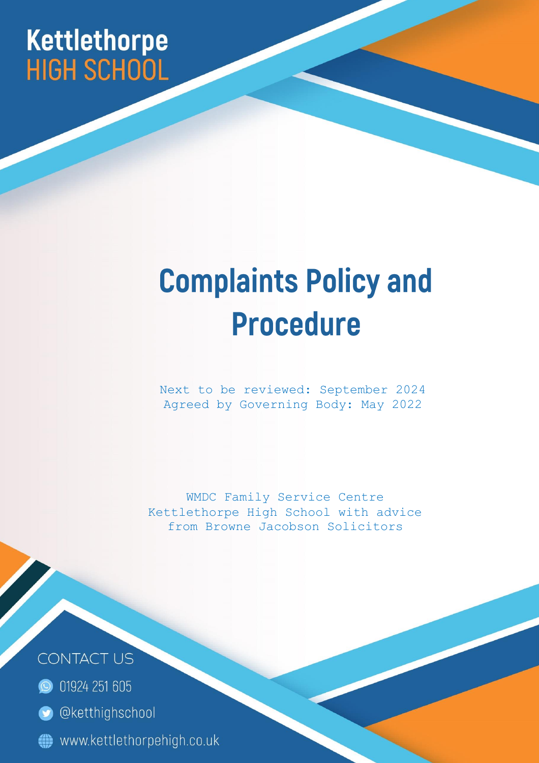Kettlethorpe
HIGH SCHOOL

# Complaints Policy and Procedure

Next to be reviewed: September 2024
Agreed by Governing Body: May 2022

WMDC Family Service Centre
Kettlethorpe High School with advice from Browne Jacobson Solicitors

CONTACT US

01924 251 605

@ketthighschool

www.kettlethorpehigh.co.uk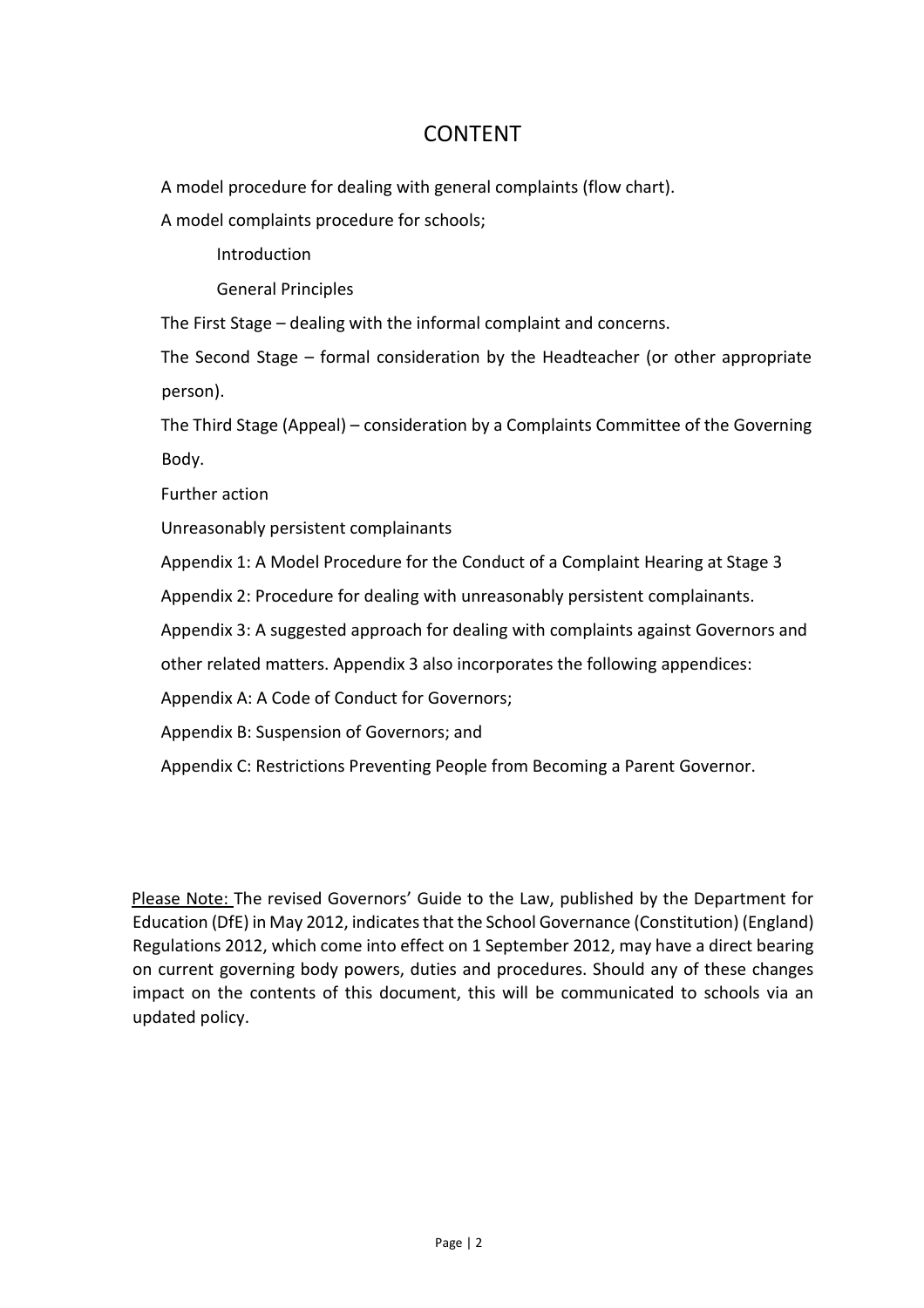# CONTENT

A model procedure for dealing with general complaints (flow chart).

A model complaints procedure for schools;

Introduction

General Principles

The First Stage – dealing with the informal complaint and concerns.

The Second Stage – formal consideration by the Headteacher (or other appropriate person).

The Third Stage (Appeal) – consideration by a Complaints Committee of the Governing Body.

Further action

Unreasonably persistent complainants

Appendix 1: A Model Procedure for the Conduct of a Complaint Hearing at Stage 3

Appendix 2: Procedure for dealing with unreasonably persistent complainants.

Appendix 3: A suggested approach for dealing with complaints against Governors and other related matters. Appendix 3 also incorporates the following appendices:

Appendix A: A Code of Conduct for Governors;

Appendix B: Suspension of Governors; and

Appendix C: Restrictions Preventing People from Becoming a Parent Governor.

Please Note: The revised Governors' Guide to the Law, published by the Department for Education (DfE) in May 2012, indicates that the School Governance (Constitution) (England) Regulations 2012, which come into effect on 1 September 2012, may have a direct bearing on current governing body powers, duties and procedures. Should any of these changes impact on the contents of this document, this will be communicated to schools via an updated policy.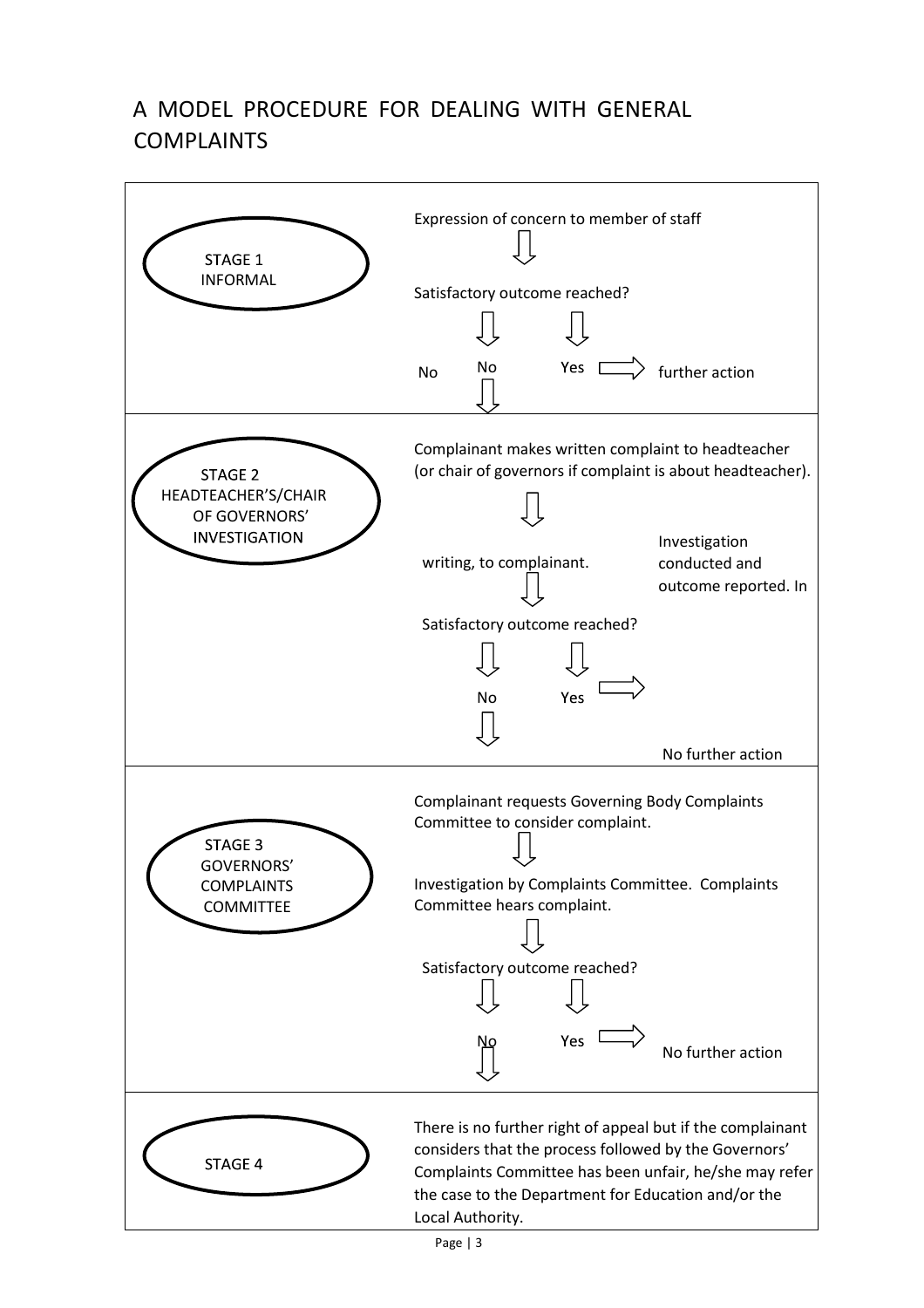# A MODEL PROCEDURE FOR DEALING WITH GENERAL COMPLAINTS

| Stage | Procedure |
| --- | --- |
| STAGE 1 INFORMAL | Expression of concern to member of staff<br>↓<br>Satisfactory outcome reached?<br>No ↓ / Yes → No further action |
| STAGE 2 HEADTEACHER'S/CHAIR OF GOVERNORS' INVESTIGATION | Complainant makes written complaint to headteacher (or chair of governors if complaint is about headteacher).<br>↓<br>Investigation conducted and outcome reported. In writing, to complainant.<br>↓<br>Satisfactory outcome reached?<br>No ↓ / Yes → No further action |
| STAGE 3 GOVERNORS' COMPLAINTS COMMITTEE | Complainant requests Governing Body Complaints Committee to consider complaint.<br>↓<br>Investigation by Complaints Committee. Complaints Committee hears complaint.<br>↓<br>Satisfactory outcome reached?<br>No ↓ / Yes → No further action |
| STAGE 4 | There is no further right of appeal but if the complainant considers that the process followed by the Governors' Complaints Committee has been unfair, he/she may refer the case to the Department for Education and/or the Local Authority. |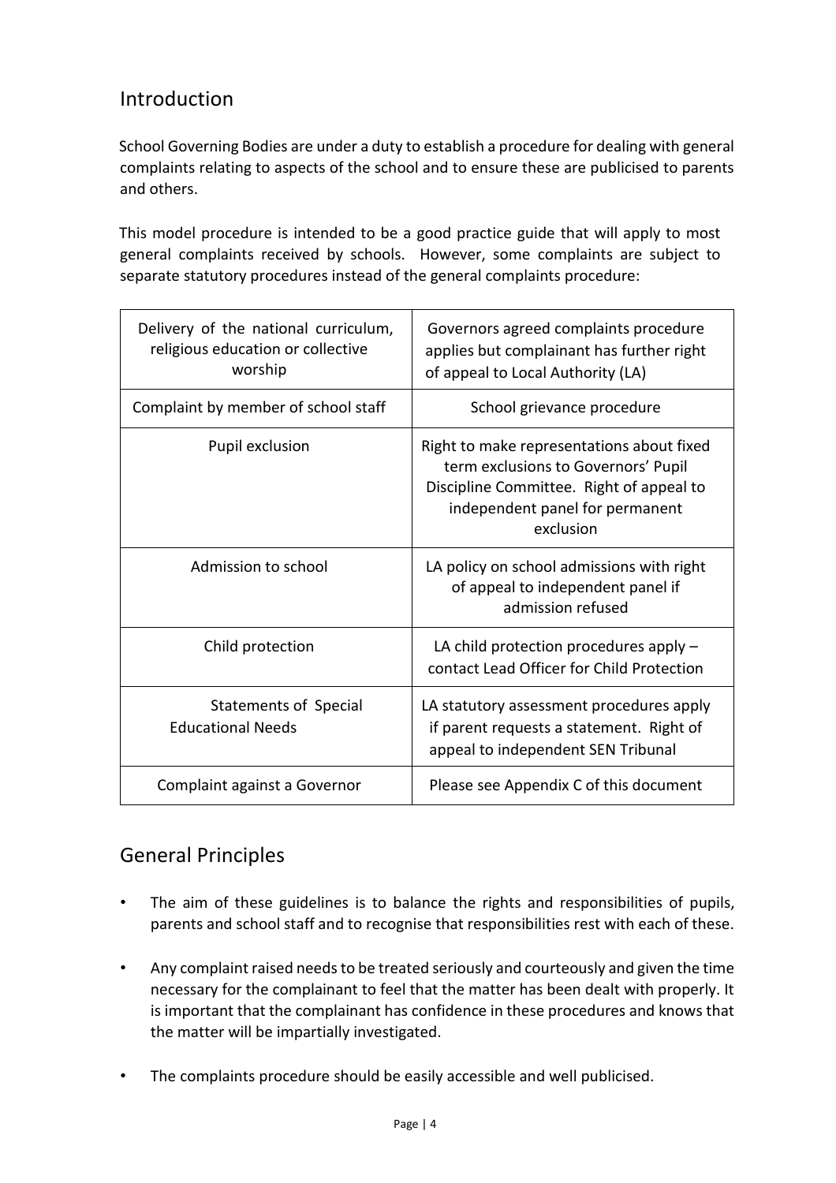## Introduction

School Governing Bodies are under a duty to establish a procedure for dealing with general complaints relating to aspects of the school and to ensure these are publicised to parents and others.

This model procedure is intended to be a good practice guide that will apply to most general complaints received by schools. However, some complaints are subject to separate statutory procedures instead of the general complaints procedure:

| | |
|---|---|
| Delivery of the national curriculum, religious education or collective worship | Governors agreed complaints procedure applies but complainant has further right of appeal to Local Authority (LA) |
| Complaint by member of school staff | School grievance procedure |
| Pupil exclusion | Right to make representations about fixed term exclusions to Governors' Pupil Discipline Committee. Right of appeal to independent panel for permanent exclusion |
| Admission to school | LA policy on school admissions with right of appeal to independent panel if admission refused |
| Child protection | LA child protection procedures apply – contact Lead Officer for Child Protection |
| Statements of Special Educational Needs | LA statutory assessment procedures apply if parent requests a statement. Right of appeal to independent SEN Tribunal |
| Complaint against a Governor | Please see Appendix C of this document |

## General Principles

- The aim of these guidelines is to balance the rights and responsibilities of pupils, parents and school staff and to recognise that responsibilities rest with each of these.
- Any complaint raised needs to be treated seriously and courteously and given the time necessary for the complainant to feel that the matter has been dealt with properly. It is important that the complainant has confidence in these procedures and knows that the matter will be impartially investigated.
- The complaints procedure should be easily accessible and well publicised.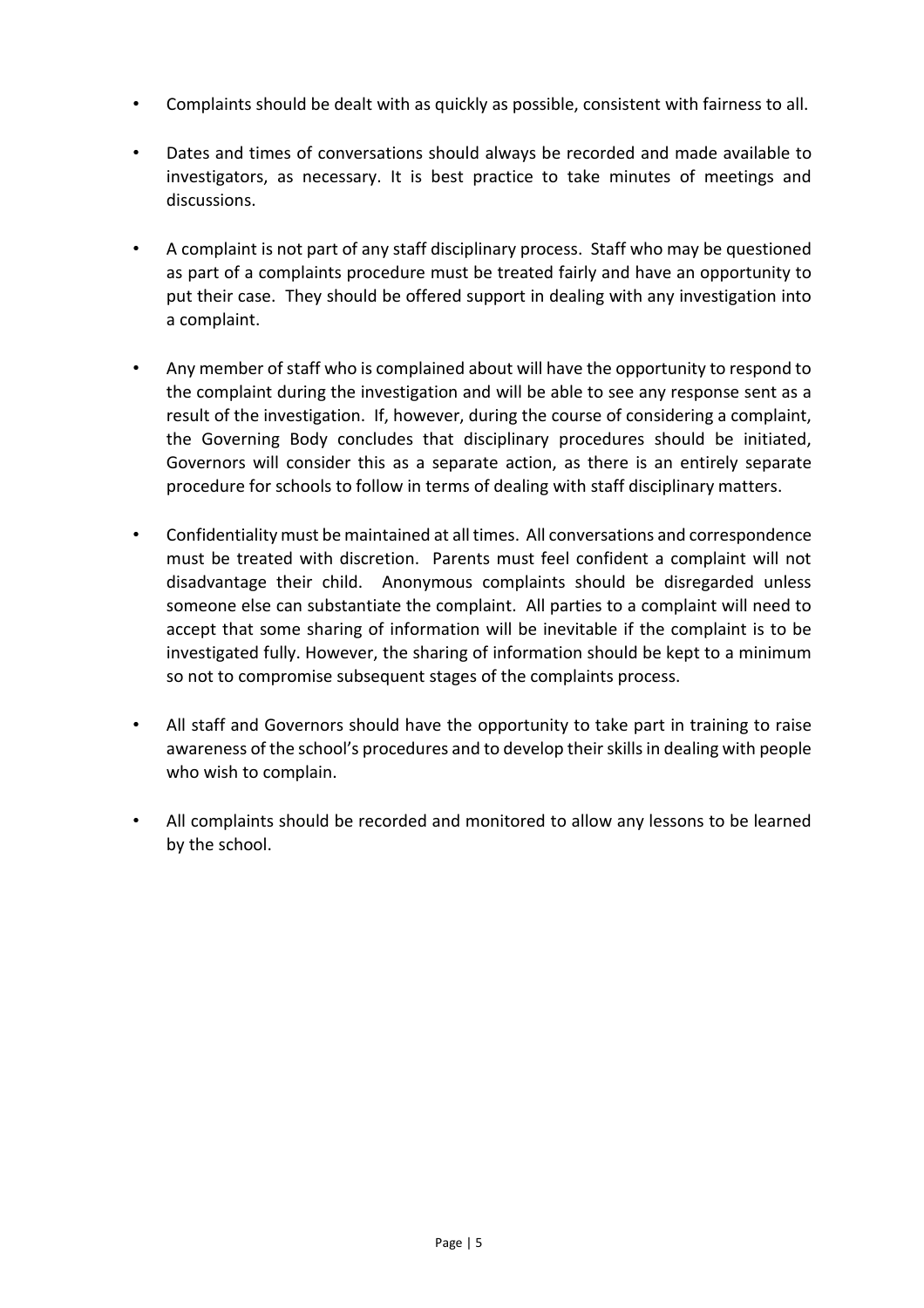- Complaints should be dealt with as quickly as possible, consistent with fairness to all.

- Dates and times of conversations should always be recorded and made available to investigators, as necessary. It is best practice to take minutes of meetings and discussions.

- A complaint is not part of any staff disciplinary process. Staff who may be questioned as part of a complaints procedure must be treated fairly and have an opportunity to put their case. They should be offered support in dealing with any investigation into a complaint.

- Any member of staff who is complained about will have the opportunity to respond to the complaint during the investigation and will be able to see any response sent as a result of the investigation. If, however, during the course of considering a complaint, the Governing Body concludes that disciplinary procedures should be initiated, Governors will consider this as a separate action, as there is an entirely separate procedure for schools to follow in terms of dealing with staff disciplinary matters.

- Confidentiality must be maintained at all times. All conversations and correspondence must be treated with discretion. Parents must feel confident a complaint will not disadvantage their child. Anonymous complaints should be disregarded unless someone else can substantiate the complaint. All parties to a complaint will need to accept that some sharing of information will be inevitable if the complaint is to be investigated fully. However, the sharing of information should be kept to a minimum so not to compromise subsequent stages of the complaints process.

- All staff and Governors should have the opportunity to take part in training to raise awareness of the school's procedures and to develop their skills in dealing with people who wish to complain.

- All complaints should be recorded and monitored to allow any lessons to be learned by the school.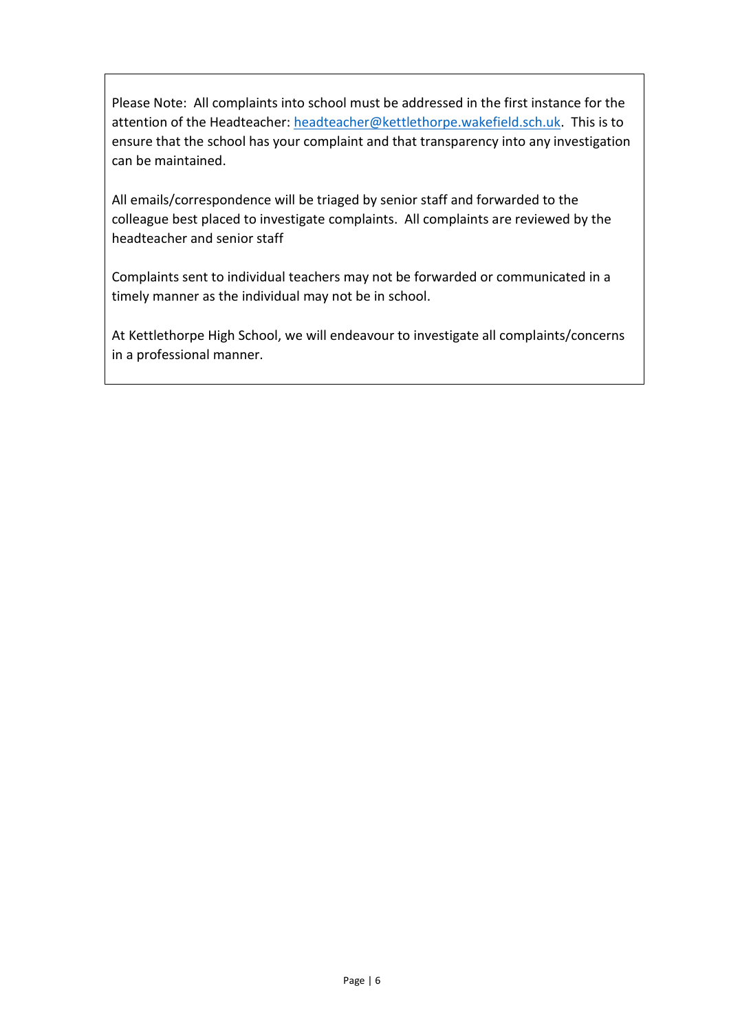Please Note: All complaints into school must be addressed in the first instance for the attention of the Headteacher: [headteacher@kettlethorpe.wakefield.sch.uk](mailto:headteacher@kettlethorpe.wakefield.sch.uk). This is to ensure that the school has your complaint and that transparency into any investigation can be maintained.

All emails/correspondence will be triaged by senior staff and forwarded to the colleague best placed to investigate complaints. All complaints are reviewed by the headteacher and senior staff

Complaints sent to individual teachers may not be forwarded or communicated in a timely manner as the individual may not be in school.

At Kettlethorpe High School, we will endeavour to investigate all complaints/concerns in a professional manner.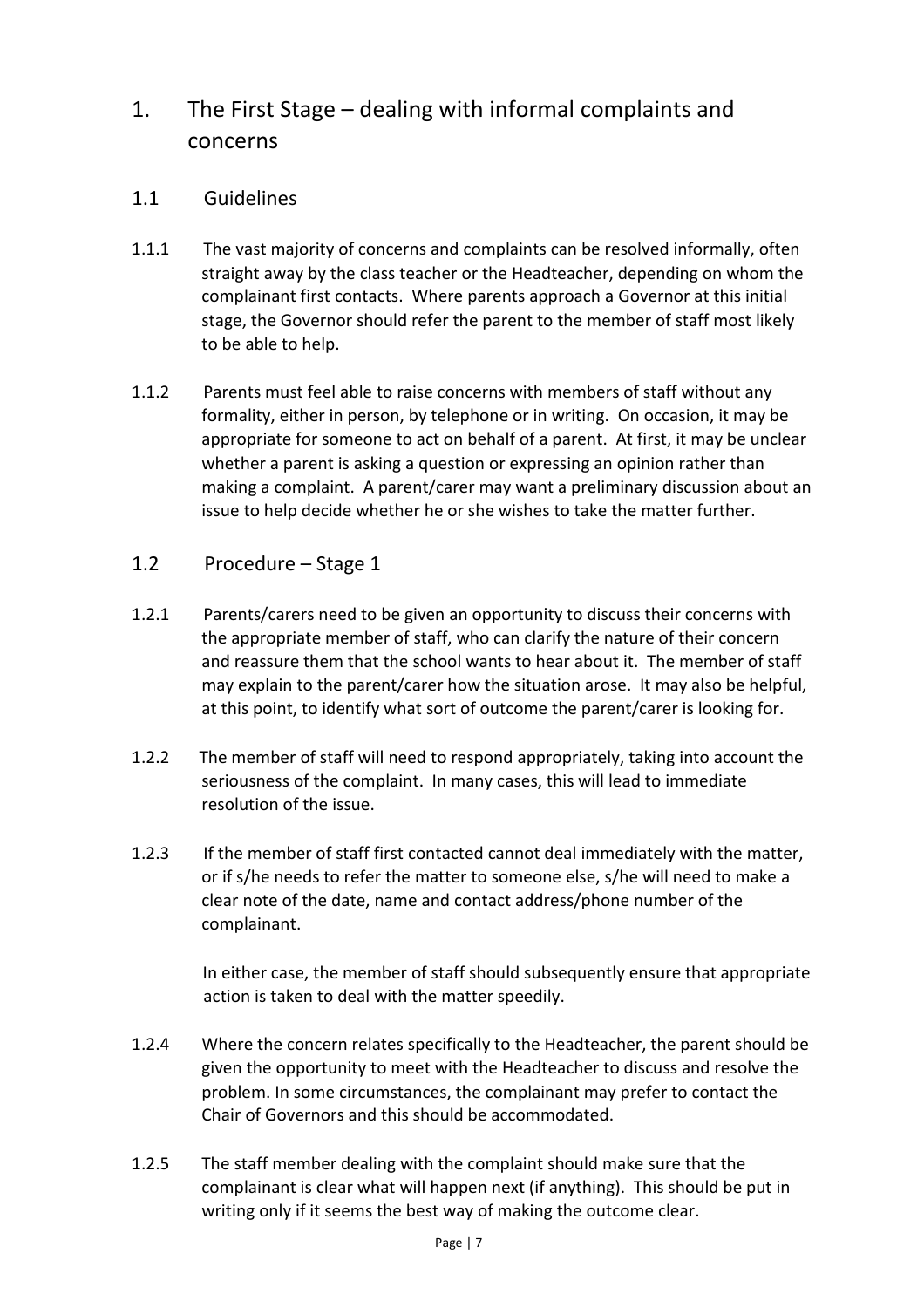# 1. The First Stage – dealing with informal complaints and concerns

## 1.1 Guidelines

1.1.1 The vast majority of concerns and complaints can be resolved informally, often straight away by the class teacher or the Headteacher, depending on whom the complainant first contacts. Where parents approach a Governor at this initial stage, the Governor should refer the parent to the member of staff most likely to be able to help.

1.1.2 Parents must feel able to raise concerns with members of staff without any formality, either in person, by telephone or in writing. On occasion, it may be appropriate for someone to act on behalf of a parent. At first, it may be unclear whether a parent is asking a question or expressing an opinion rather than making a complaint. A parent/carer may want a preliminary discussion about an issue to help decide whether he or she wishes to take the matter further.

## 1.2 Procedure – Stage 1

1.2.1 Parents/carers need to be given an opportunity to discuss their concerns with the appropriate member of staff, who can clarify the nature of their concern and reassure them that the school wants to hear about it. The member of staff may explain to the parent/carer how the situation arose. It may also be helpful, at this point, to identify what sort of outcome the parent/carer is looking for.

1.2.2 The member of staff will need to respond appropriately, taking into account the seriousness of the complaint. In many cases, this will lead to immediate resolution of the issue.

1.2.3 If the member of staff first contacted cannot deal immediately with the matter, or if s/he needs to refer the matter to someone else, s/he will need to make a clear note of the date, name and contact address/phone number of the complainant.

In either case, the member of staff should subsequently ensure that appropriate action is taken to deal with the matter speedily.

1.2.4 Where the concern relates specifically to the Headteacher, the parent should be given the opportunity to meet with the Headteacher to discuss and resolve the problem. In some circumstances, the complainant may prefer to contact the Chair of Governors and this should be accommodated.

1.2.5 The staff member dealing with the complaint should make sure that the complainant is clear what will happen next (if anything). This should be put in writing only if it seems the best way of making the outcome clear.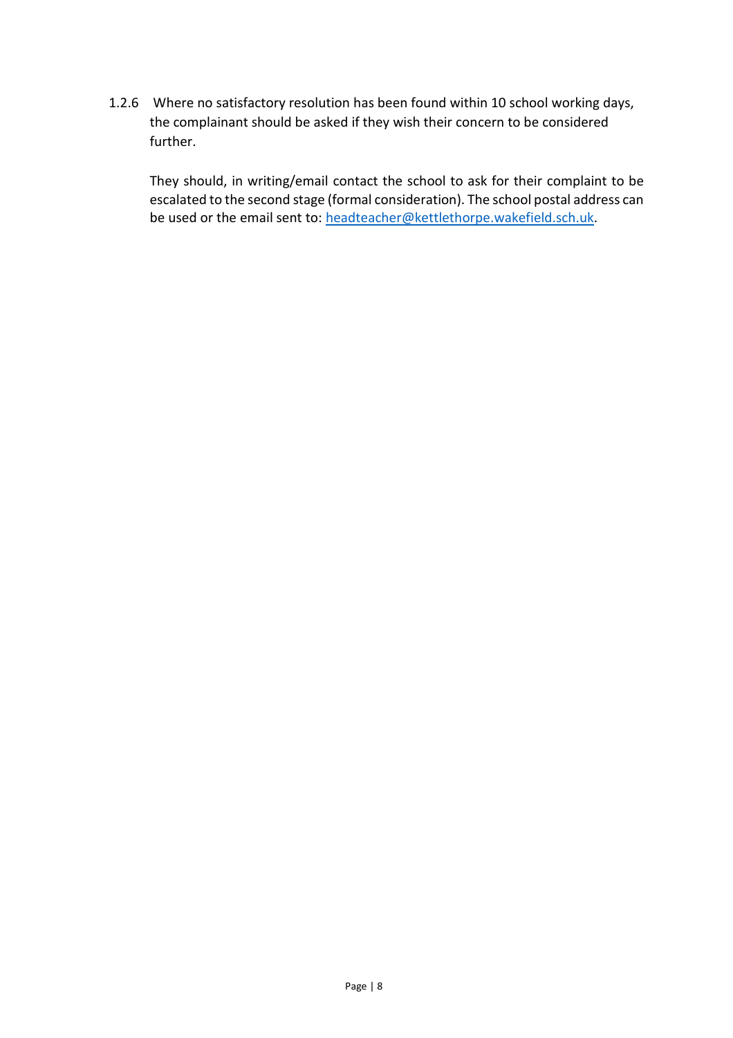1.2.6 Where no satisfactory resolution has been found within 10 school working days, the complainant should be asked if they wish their concern to be considered further.

They should, in writing/email contact the school to ask for their complaint to be escalated to the second stage (formal consideration). The school postal address can be used or the email sent to: headteacher@kettlethorpe.wakefield.sch.uk.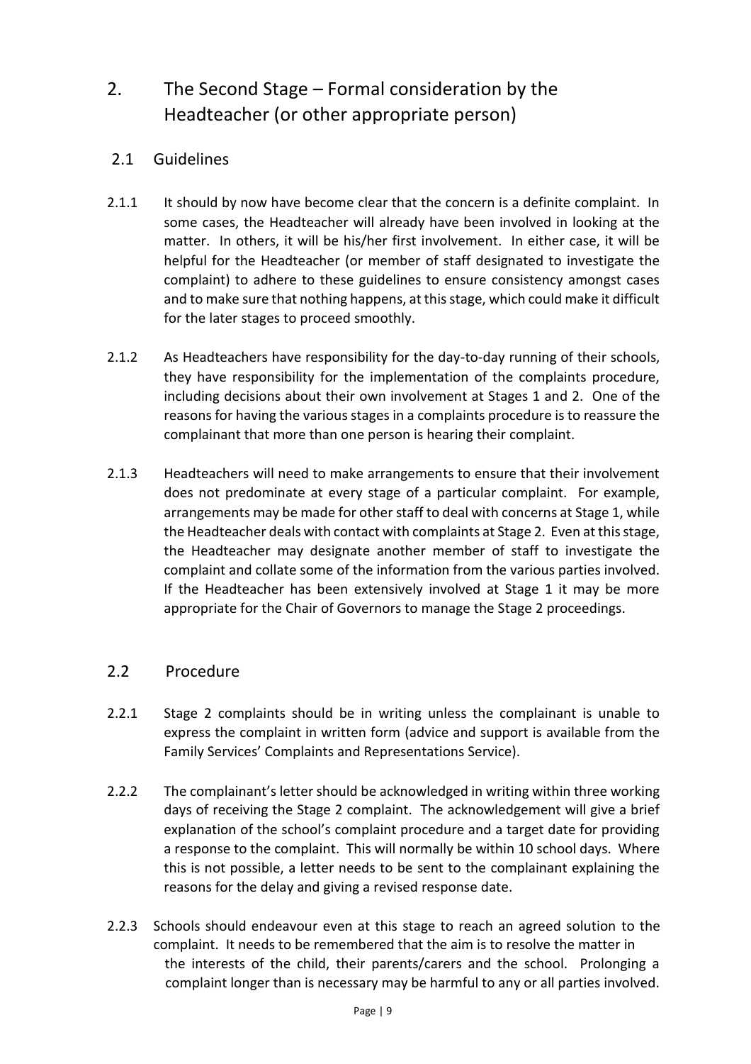# 2. The Second Stage – Formal consideration by the Headteacher (or other appropriate person)

## 2.1 Guidelines

2.1.1 It should by now have become clear that the concern is a definite complaint. In some cases, the Headteacher will already have been involved in looking at the matter. In others, it will be his/her first involvement. In either case, it will be helpful for the Headteacher (or member of staff designated to investigate the complaint) to adhere to these guidelines to ensure consistency amongst cases and to make sure that nothing happens, at this stage, which could make it difficult for the later stages to proceed smoothly.

2.1.2 As Headteachers have responsibility for the day-to-day running of their schools, they have responsibility for the implementation of the complaints procedure, including decisions about their own involvement at Stages 1 and 2. One of the reasons for having the various stages in a complaints procedure is to reassure the complainant that more than one person is hearing their complaint.

2.1.3 Headteachers will need to make arrangements to ensure that their involvement does not predominate at every stage of a particular complaint. For example, arrangements may be made for other staff to deal with concerns at Stage 1, while the Headteacher deals with contact with complaints at Stage 2. Even at this stage, the Headteacher may designate another member of staff to investigate the complaint and collate some of the information from the various parties involved. If the Headteacher has been extensively involved at Stage 1 it may be more appropriate for the Chair of Governors to manage the Stage 2 proceedings.

## 2.2 Procedure

2.2.1 Stage 2 complaints should be in writing unless the complainant is unable to express the complaint in written form (advice and support is available from the Family Services' Complaints and Representations Service).

2.2.2 The complainant's letter should be acknowledged in writing within three working days of receiving the Stage 2 complaint. The acknowledgement will give a brief explanation of the school's complaint procedure and a target date for providing a response to the complaint. This will normally be within 10 school days. Where this is not possible, a letter needs to be sent to the complainant explaining the reasons for the delay and giving a revised response date.

2.2.3 Schools should endeavour even at this stage to reach an agreed solution to the complaint. It needs to be remembered that the aim is to resolve the matter in the interests of the child, their parents/carers and the school. Prolonging a complaint longer than is necessary may be harmful to any or all parties involved.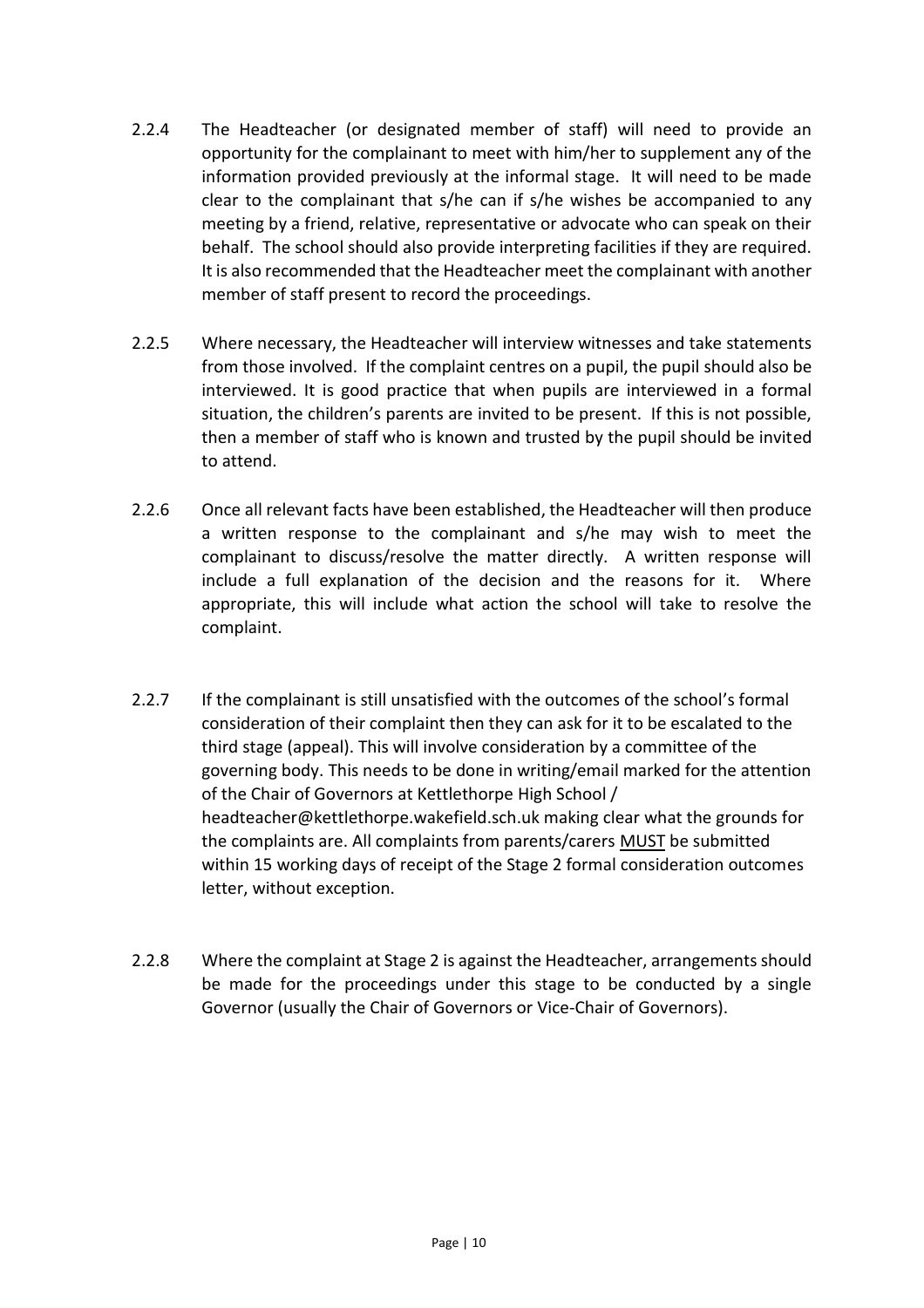2.2.4 The Headteacher (or designated member of staff) will need to provide an opportunity for the complainant to meet with him/her to supplement any of the information provided previously at the informal stage. It will need to be made clear to the complainant that s/he can if s/he wishes be accompanied to any meeting by a friend, relative, representative or advocate who can speak on their behalf. The school should also provide interpreting facilities if they are required. It is also recommended that the Headteacher meet the complainant with another member of staff present to record the proceedings.

2.2.5 Where necessary, the Headteacher will interview witnesses and take statements from those involved. If the complaint centres on a pupil, the pupil should also be interviewed. It is good practice that when pupils are interviewed in a formal situation, the children's parents are invited to be present. If this is not possible, then a member of staff who is known and trusted by the pupil should be invited to attend.

2.2.6 Once all relevant facts have been established, the Headteacher will then produce a written response to the complainant and s/he may wish to meet the complainant to discuss/resolve the matter directly. A written response will include a full explanation of the decision and the reasons for it. Where appropriate, this will include what action the school will take to resolve the complaint.

2.2.7 If the complainant is still unsatisfied with the outcomes of the school's formal consideration of their complaint then they can ask for it to be escalated to the third stage (appeal). This will involve consideration by a committee of the governing body. This needs to be done in writing/email marked for the attention of the Chair of Governors at Kettlethorpe High School / headteacher@kettlethorpe.wakefield.sch.uk making clear what the grounds for the complaints are. All complaints from parents/carers <u>MUST</u> be submitted within 15 working days of receipt of the Stage 2 formal consideration outcomes letter, without exception.

2.2.8 Where the complaint at Stage 2 is against the Headteacher, arrangements should be made for the proceedings under this stage to be conducted by a single Governor (usually the Chair of Governors or Vice-Chair of Governors).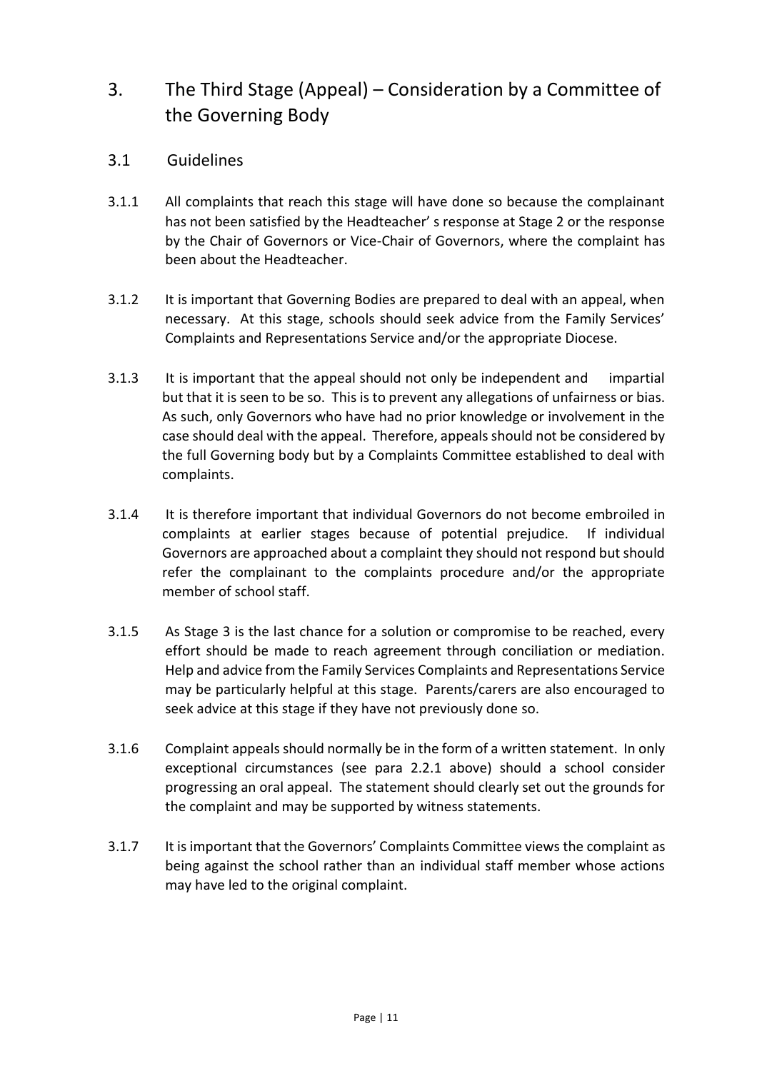# 3. The Third Stage (Appeal) – Consideration by a Committee of the Governing Body

## 3.1 Guidelines

3.1.1 All complaints that reach this stage will have done so because the complainant has not been satisfied by the Headteacher' s response at Stage 2 or the response by the Chair of Governors or Vice-Chair of Governors, where the complaint has been about the Headteacher.

3.1.2 It is important that Governing Bodies are prepared to deal with an appeal, when necessary. At this stage, schools should seek advice from the Family Services' Complaints and Representations Service and/or the appropriate Diocese.

3.1.3 It is important that the appeal should not only be independent and impartial but that it is seen to be so. This is to prevent any allegations of unfairness or bias. As such, only Governors who have had no prior knowledge or involvement in the case should deal with the appeal. Therefore, appeals should not be considered by the full Governing body but by a Complaints Committee established to deal with complaints.

3.1.4 It is therefore important that individual Governors do not become embroiled in complaints at earlier stages because of potential prejudice. If individual Governors are approached about a complaint they should not respond but should refer the complainant to the complaints procedure and/or the appropriate member of school staff.

3.1.5 As Stage 3 is the last chance for a solution or compromise to be reached, every effort should be made to reach agreement through conciliation or mediation. Help and advice from the Family Services Complaints and Representations Service may be particularly helpful at this stage. Parents/carers are also encouraged to seek advice at this stage if they have not previously done so.

3.1.6 Complaint appeals should normally be in the form of a written statement. In only exceptional circumstances (see para 2.2.1 above) should a school consider progressing an oral appeal. The statement should clearly set out the grounds for the complaint and may be supported by witness statements.

3.1.7 It is important that the Governors' Complaints Committee views the complaint as being against the school rather than an individual staff member whose actions may have led to the original complaint.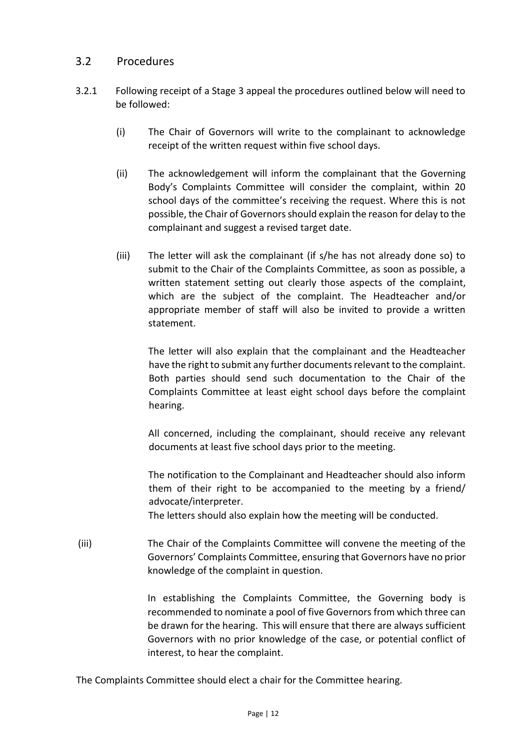## 3.2 Procedures

3.2.1 Following receipt of a Stage 3 appeal the procedures outlined below will need to be followed:

(i) The Chair of Governors will write to the complainant to acknowledge receipt of the written request within five school days.

(ii) The acknowledgement will inform the complainant that the Governing Body's Complaints Committee will consider the complaint, within 20 school days of the committee's receiving the request. Where this is not possible, the Chair of Governors should explain the reason for delay to the complainant and suggest a revised target date.

(iii) The letter will ask the complainant (if s/he has not already done so) to submit to the Chair of the Complaints Committee, as soon as possible, a written statement setting out clearly those aspects of the complaint, which are the subject of the complaint. The Headteacher and/or appropriate member of staff will also be invited to provide a written statement.

The letter will also explain that the complainant and the Headteacher have the right to submit any further documents relevant to the complaint. Both parties should send such documentation to the Chair of the Complaints Committee at least eight school days before the complaint hearing.

All concerned, including the complainant, should receive any relevant documents at least five school days prior to the meeting.

The notification to the Complainant and Headteacher should also inform them of their right to be accompanied to the meeting by a friend/ advocate/interpreter.
The letters should also explain how the meeting will be conducted.

(iii) The Chair of the Complaints Committee will convene the meeting of the Governors' Complaints Committee, ensuring that Governors have no prior knowledge of the complaint in question.

In establishing the Complaints Committee, the Governing body is recommended to nominate a pool of five Governors from which three can be drawn for the hearing. This will ensure that there are always sufficient Governors with no prior knowledge of the case, or potential conflict of interest, to hear the complaint.

The Complaints Committee should elect a chair for the Committee hearing.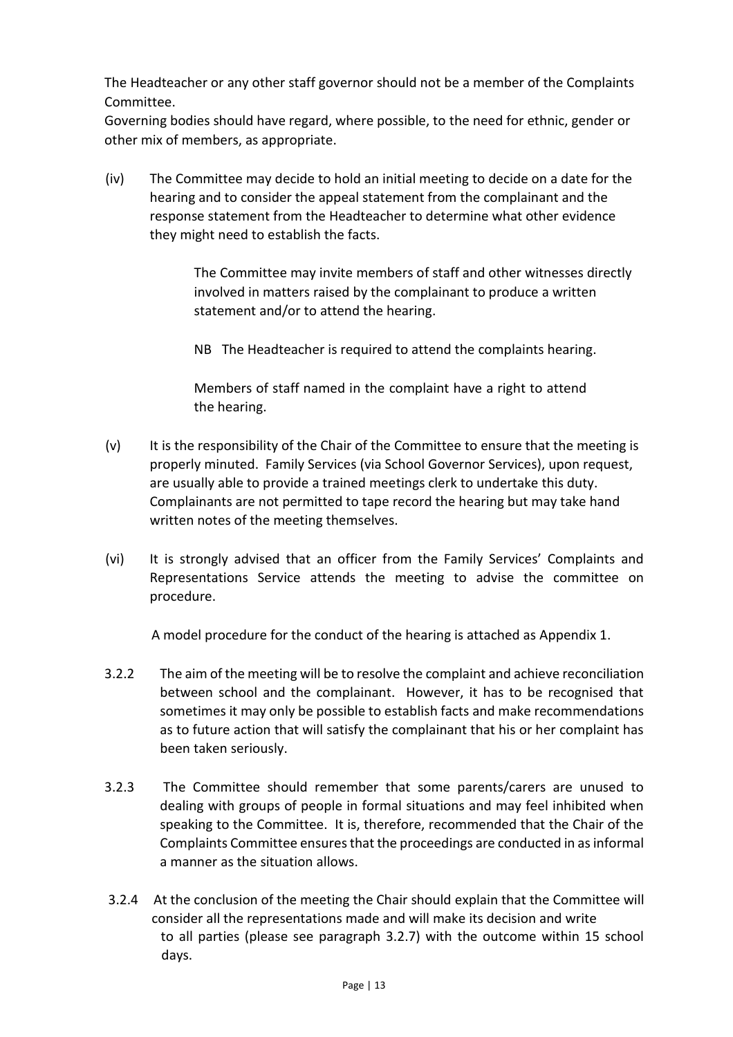The Headteacher or any other staff governor should not be a member of the Complaints Committee.

Governing bodies should have regard, where possible, to the need for ethnic, gender or other mix of members, as appropriate.

(iv) The Committee may decide to hold an initial meeting to decide on a date for the hearing and to consider the appeal statement from the complainant and the response statement from the Headteacher to determine what other evidence they might need to establish the facts.

> The Committee may invite members of staff and other witnesses directly involved in matters raised by the complainant to produce a written statement and/or to attend the hearing.
>
> NB The Headteacher is required to attend the complaints hearing.
>
> Members of staff named in the complaint have a right to attend the hearing.

(v) It is the responsibility of the Chair of the Committee to ensure that the meeting is properly minuted. Family Services (via School Governor Services), upon request, are usually able to provide a trained meetings clerk to undertake this duty. Complainants are not permitted to tape record the hearing but may take hand written notes of the meeting themselves.

(vi) It is strongly advised that an officer from the Family Services' Complaints and Representations Service attends the meeting to advise the committee on procedure.

A model procedure for the conduct of the hearing is attached as Appendix 1.

3.2.2 The aim of the meeting will be to resolve the complaint and achieve reconciliation between school and the complainant. However, it has to be recognised that sometimes it may only be possible to establish facts and make recommendations as to future action that will satisfy the complainant that his or her complaint has been taken seriously.

3.2.3 The Committee should remember that some parents/carers are unused to dealing with groups of people in formal situations and may feel inhibited when speaking to the Committee. It is, therefore, recommended that the Chair of the Complaints Committee ensures that the proceedings are conducted in as informal a manner as the situation allows.

3.2.4 At the conclusion of the meeting the Chair should explain that the Committee will consider all the representations made and will make its decision and write to all parties (please see paragraph 3.2.7) with the outcome within 15 school days.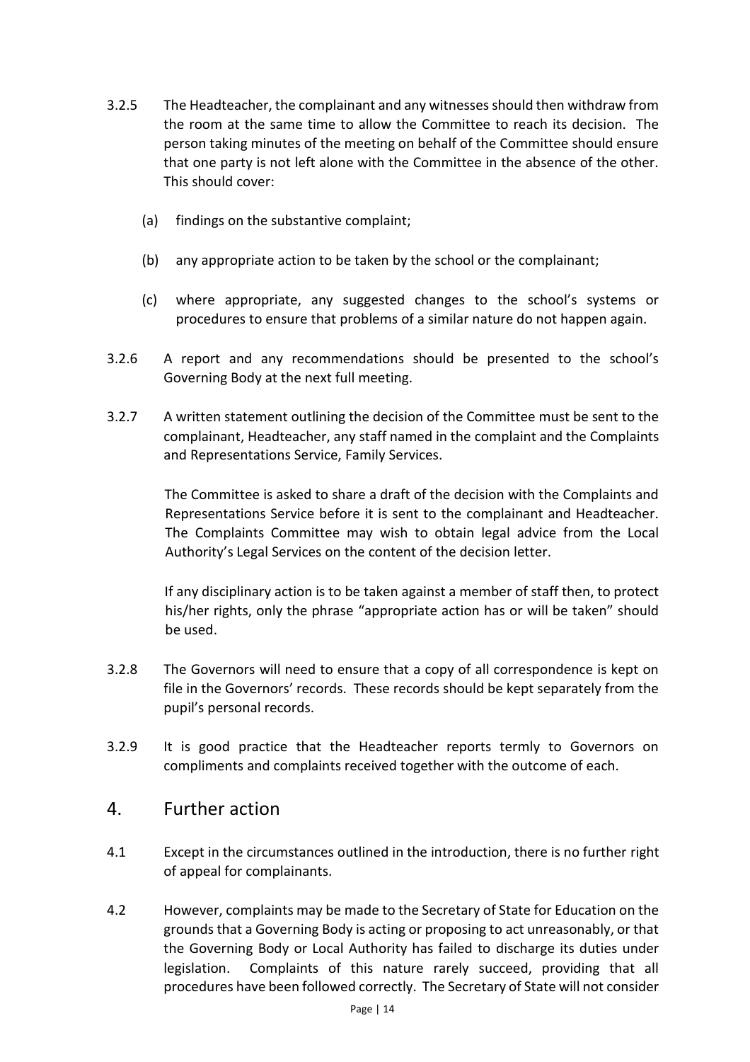3.2.5 The Headteacher, the complainant and any witnesses should then withdraw from the room at the same time to allow the Committee to reach its decision. The person taking minutes of the meeting on behalf of the Committee should ensure that one party is not left alone with the Committee in the absence of the other. This should cover:

(a) findings on the substantive complaint;

(b) any appropriate action to be taken by the school or the complainant;

(c) where appropriate, any suggested changes to the school's systems or procedures to ensure that problems of a similar nature do not happen again.

3.2.6 A report and any recommendations should be presented to the school's Governing Body at the next full meeting.

3.2.7 A written statement outlining the decision of the Committee must be sent to the complainant, Headteacher, any staff named in the complaint and the Complaints and Representations Service, Family Services.

The Committee is asked to share a draft of the decision with the Complaints and Representations Service before it is sent to the complainant and Headteacher. The Complaints Committee may wish to obtain legal advice from the Local Authority's Legal Services on the content of the decision letter.

If any disciplinary action is to be taken against a member of staff then, to protect his/her rights, only the phrase "appropriate action has or will be taken" should be used.

3.2.8 The Governors will need to ensure that a copy of all correspondence is kept on file in the Governors' records. These records should be kept separately from the pupil's personal records.

3.2.9 It is good practice that the Headteacher reports termly to Governors on compliments and complaints received together with the outcome of each.

## 4. Further action

4.1 Except in the circumstances outlined in the introduction, there is no further right of appeal for complainants.

4.2 However, complaints may be made to the Secretary of State for Education on the grounds that a Governing Body is acting or proposing to act unreasonably, or that the Governing Body or Local Authority has failed to discharge its duties under legislation. Complaints of this nature rarely succeed, providing that all procedures have been followed correctly. The Secretary of State will not consider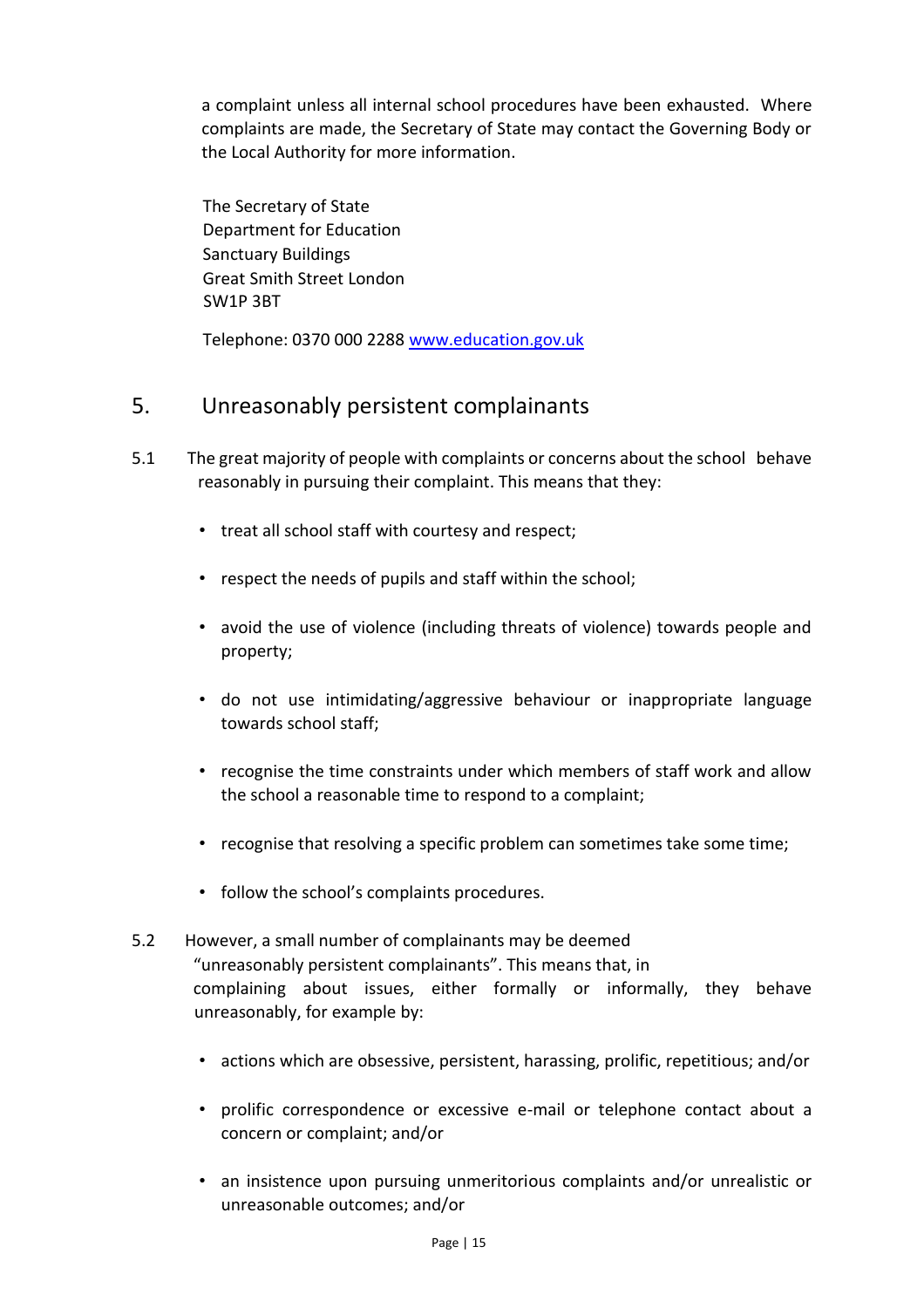a complaint unless all internal school procedures have been exhausted. Where complaints are made, the Secretary of State may contact the Governing Body or the Local Authority for more information.

The Secretary of State
Department for Education
Sanctuary Buildings
Great Smith Street London
SW1P 3BT

Telephone: 0370 000 2288 [www.education.gov.uk](http://www.education.gov.uk)

## 5. Unreasonably persistent complainants

5.1 The great majority of people with complaints or concerns about the school behave reasonably in pursuing their complaint. This means that they:

- treat all school staff with courtesy and respect;
- respect the needs of pupils and staff within the school;
- avoid the use of violence (including threats of violence) towards people and property;
- do not use intimidating/aggressive behaviour or inappropriate language towards school staff;
- recognise the time constraints under which members of staff work and allow the school a reasonable time to respond to a complaint;
- recognise that resolving a specific problem can sometimes take some time;
- follow the school's complaints procedures.

5.2 However, a small number of complainants may be deemed "unreasonably persistent complainants". This means that, in complaining about issues, either formally or informally, they behave unreasonably, for example by:

- actions which are obsessive, persistent, harassing, prolific, repetitious; and/or
- prolific correspondence or excessive e-mail or telephone contact about a concern or complaint; and/or
- an insistence upon pursuing unmeritorious complaints and/or unrealistic or unreasonable outcomes; and/or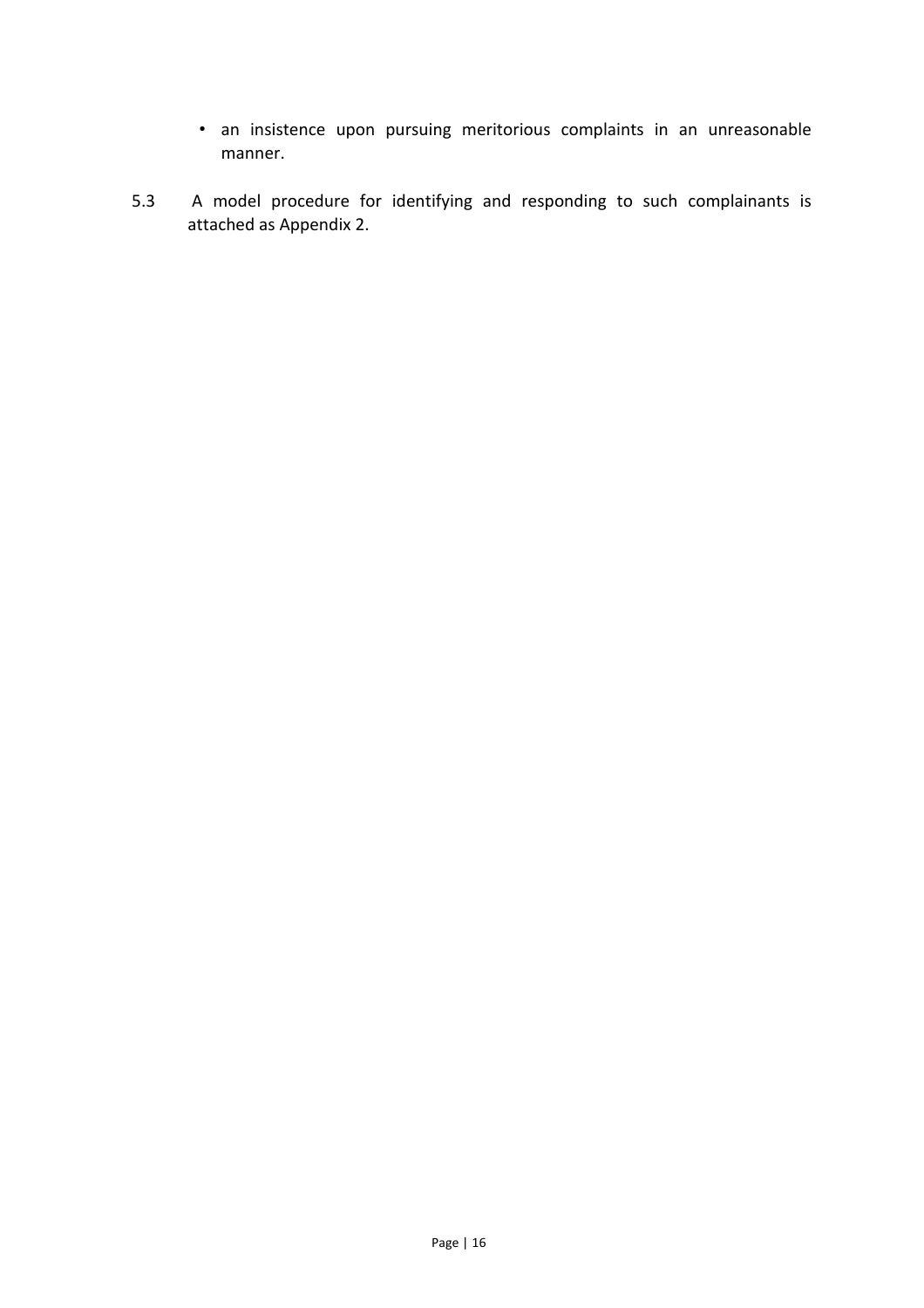- an insistence upon pursuing meritorious complaints in an unreasonable manner.

5.3 A model procedure for identifying and responding to such complainants is attached as Appendix 2.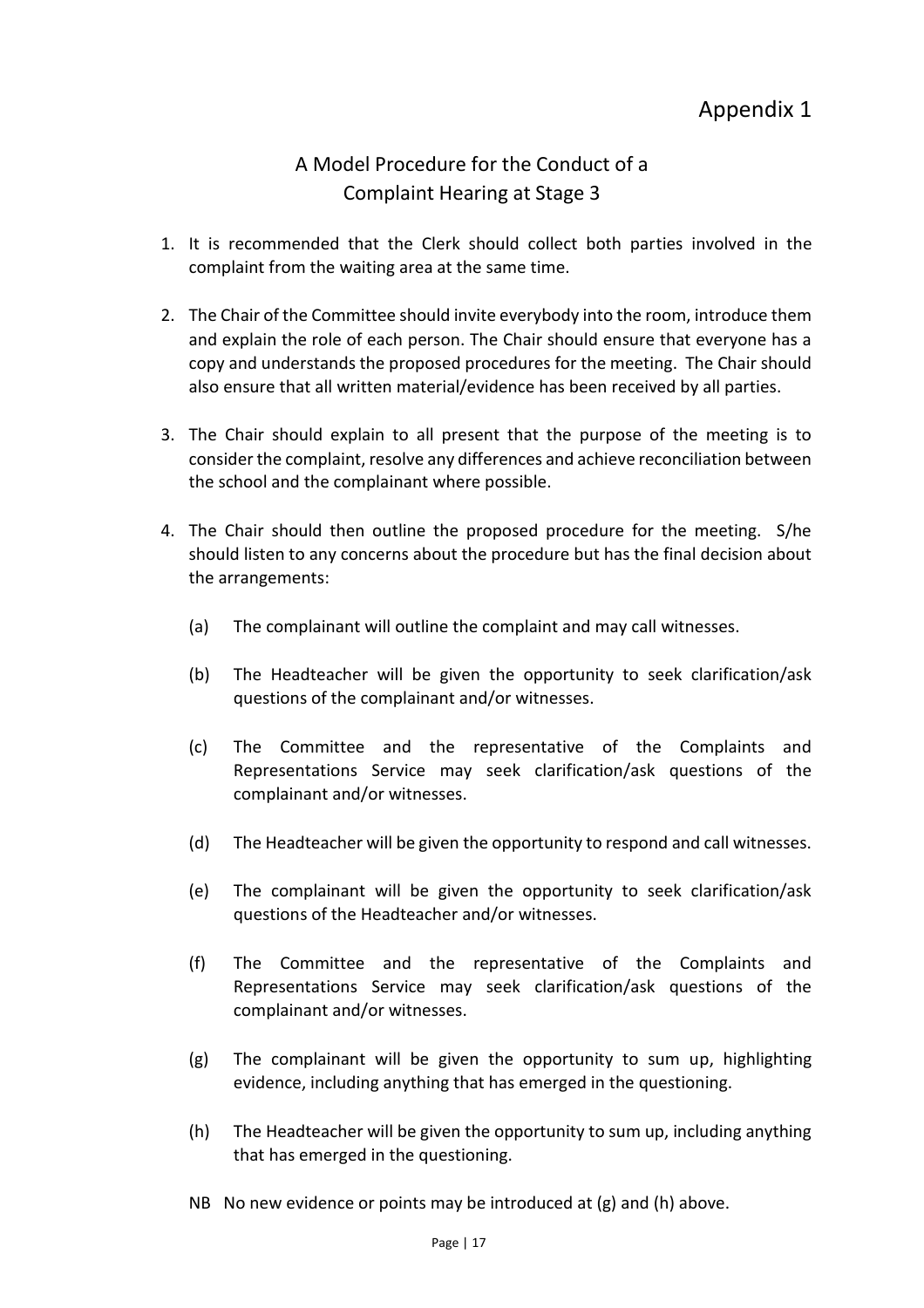# Appendix 1

## A Model Procedure for the Conduct of a Complaint Hearing at Stage 3

1. It is recommended that the Clerk should collect both parties involved in the complaint from the waiting area at the same time.

2. The Chair of the Committee should invite everybody into the room, introduce them and explain the role of each person. The Chair should ensure that everyone has a copy and understands the proposed procedures for the meeting. The Chair should also ensure that all written material/evidence has been received by all parties.

3. The Chair should explain to all present that the purpose of the meeting is to consider the complaint, resolve any differences and achieve reconciliation between the school and the complainant where possible.

4. The Chair should then outline the proposed procedure for the meeting. S/he should listen to any concerns about the procedure but has the final decision about the arrangements:

   (a) The complainant will outline the complaint and may call witnesses.

   (b) The Headteacher will be given the opportunity to seek clarification/ask questions of the complainant and/or witnesses.

   (c) The Committee and the representative of the Complaints and Representations Service may seek clarification/ask questions of the complainant and/or witnesses.

   (d) The Headteacher will be given the opportunity to respond and call witnesses.

   (e) The complainant will be given the opportunity to seek clarification/ask questions of the Headteacher and/or witnesses.

   (f) The Committee and the representative of the Complaints and Representations Service may seek clarification/ask questions of the complainant and/or witnesses.

   (g) The complainant will be given the opportunity to sum up, highlighting evidence, including anything that has emerged in the questioning.

   (h) The Headteacher will be given the opportunity to sum up, including anything that has emerged in the questioning.

   NB No new evidence or points may be introduced at (g) and (h) above.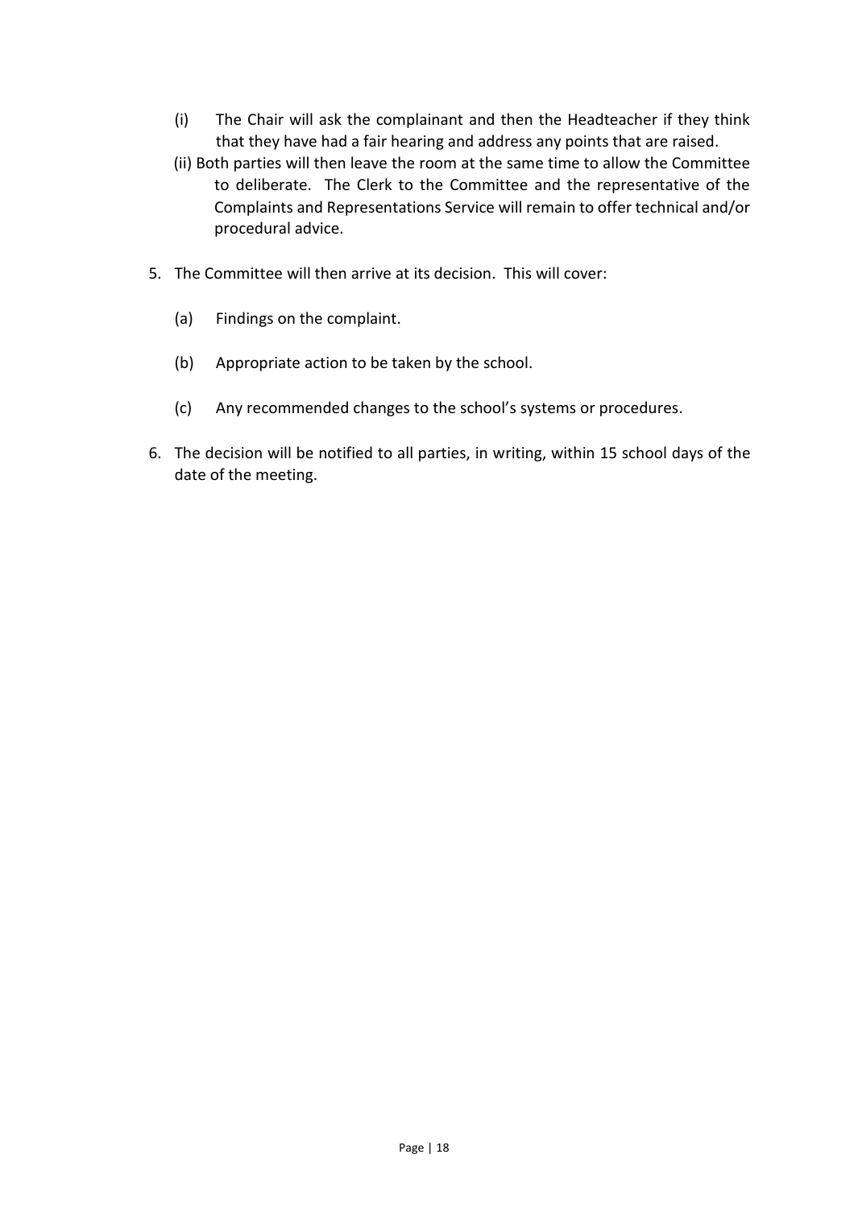(i) The Chair will ask the complainant and then the Headteacher if they think that they have had a fair hearing and address any points that are raised.

(ii) Both parties will then leave the room at the same time to allow the Committee to deliberate. The Clerk to the Committee and the representative of the Complaints and Representations Service will remain to offer technical and/or procedural advice.

5. The Committee will then arrive at its decision. This will cover:

    (a) Findings on the complaint.

    (b) Appropriate action to be taken by the school.

    (c) Any recommended changes to the school's systems or procedures.

6. The decision will be notified to all parties, in writing, within 15 school days of the date of the meeting.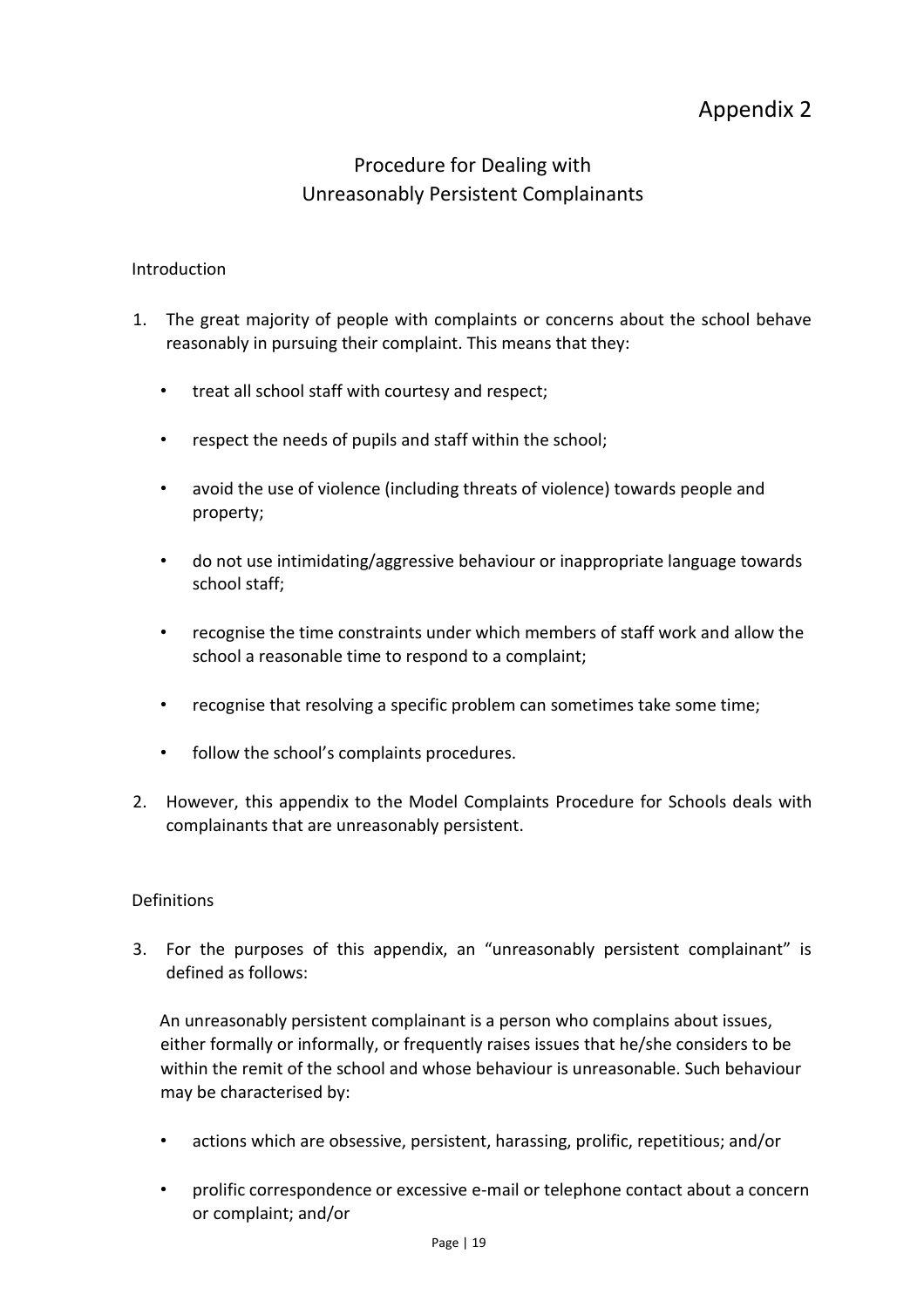# Appendix 2

## Procedure for Dealing with Unreasonably Persistent Complainants

### Introduction

1. The great majority of people with complaints or concerns about the school behave reasonably in pursuing their complaint. This means that they:

   - treat all school staff with courtesy and respect;
   - respect the needs of pupils and staff within the school;
   - avoid the use of violence (including threats of violence) towards people and property;
   - do not use intimidating/aggressive behaviour or inappropriate language towards school staff;
   - recognise the time constraints under which members of staff work and allow the school a reasonable time to respond to a complaint;
   - recognise that resolving a specific problem can sometimes take some time;
   - follow the school's complaints procedures.

2. However, this appendix to the Model Complaints Procedure for Schools deals with complainants that are unreasonably persistent.

### Definitions

3. For the purposes of this appendix, an "unreasonably persistent complainant" is defined as follows:

   An unreasonably persistent complainant is a person who complains about issues, either formally or informally, or frequently raises issues that he/she considers to be within the remit of the school and whose behaviour is unreasonable. Such behaviour may be characterised by:

   - actions which are obsessive, persistent, harassing, prolific, repetitious; and/or
   - prolific correspondence or excessive e-mail or telephone contact about a concern or complaint; and/or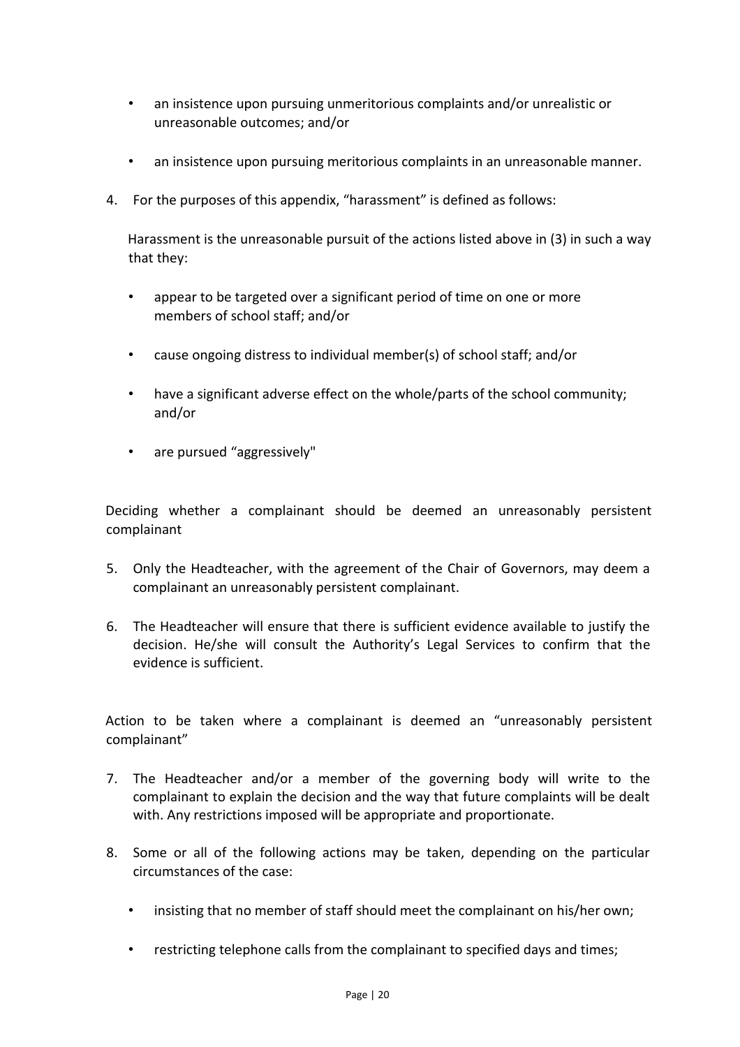- an insistence upon pursuing unmeritorious complaints and/or unrealistic or unreasonable outcomes; and/or
- an insistence upon pursuing meritorious complaints in an unreasonable manner.

4. For the purposes of this appendix, "harassment" is defined as follows:

   Harassment is the unreasonable pursuit of the actions listed above in (3) in such a way that they:

   - appear to be targeted over a significant period of time on one or more members of school staff; and/or
   - cause ongoing distress to individual member(s) of school staff; and/or
   - have a significant adverse effect on the whole/parts of the school community; and/or
   - are pursued "aggressively"

Deciding whether a complainant should be deemed an unreasonably persistent complainant

5. Only the Headteacher, with the agreement of the Chair of Governors, may deem a complainant an unreasonably persistent complainant.
6. The Headteacher will ensure that there is sufficient evidence available to justify the decision. He/she will consult the Authority's Legal Services to confirm that the evidence is sufficient.

Action to be taken where a complainant is deemed an "unreasonably persistent complainant"

7. The Headteacher and/or a member of the governing body will write to the complainant to explain the decision and the way that future complaints will be dealt with. Any restrictions imposed will be appropriate and proportionate.
8. Some or all of the following actions may be taken, depending on the particular circumstances of the case:

   - insisting that no member of staff should meet the complainant on his/her own;
   - restricting telephone calls from the complainant to specified days and times;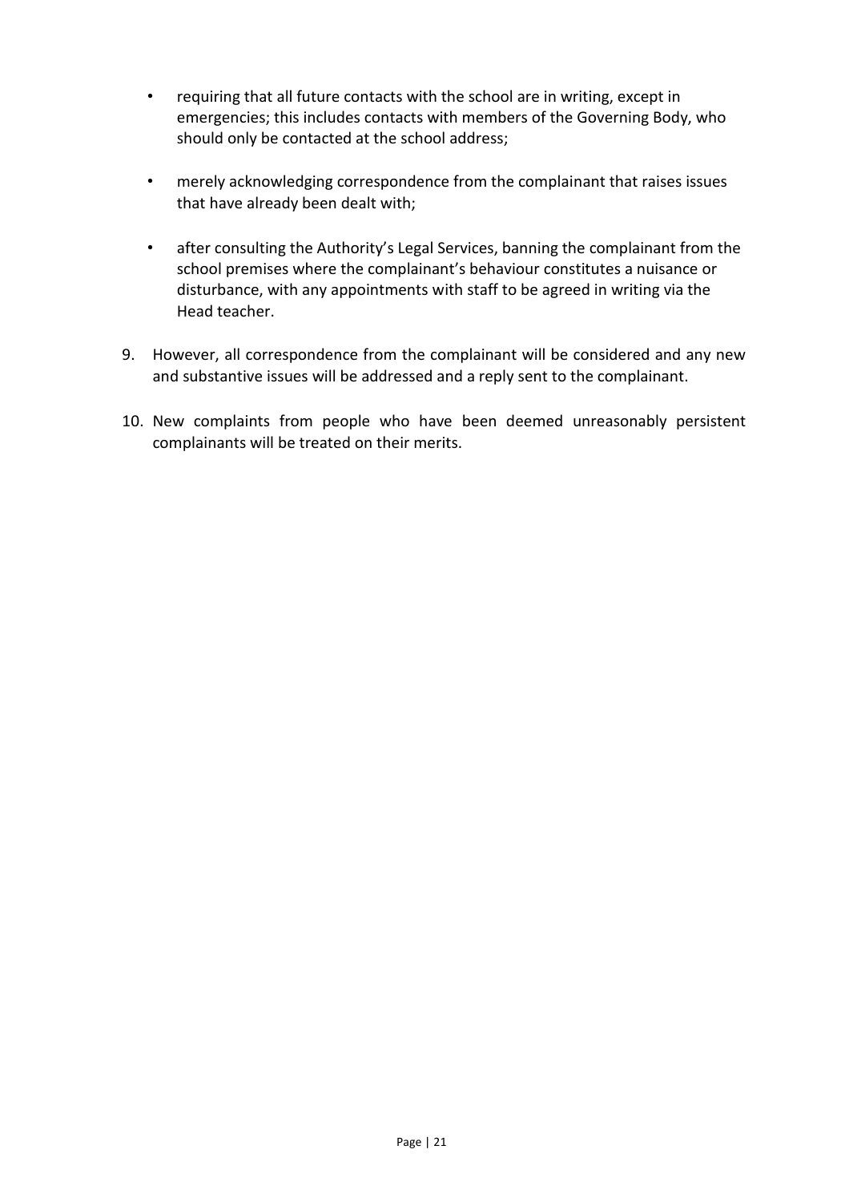- requiring that all future contacts with the school are in writing, except in emergencies; this includes contacts with members of the Governing Body, who should only be contacted at the school address;

- merely acknowledging correspondence from the complainant that raises issues that have already been dealt with;

- after consulting the Authority's Legal Services, banning the complainant from the school premises where the complainant's behaviour constitutes a nuisance or disturbance, with any appointments with staff to be agreed in writing via the Head teacher.

9. However, all correspondence from the complainant will be considered and any new and substantive issues will be addressed and a reply sent to the complainant.

10. New complaints from people who have been deemed unreasonably persistent complainants will be treated on their merits.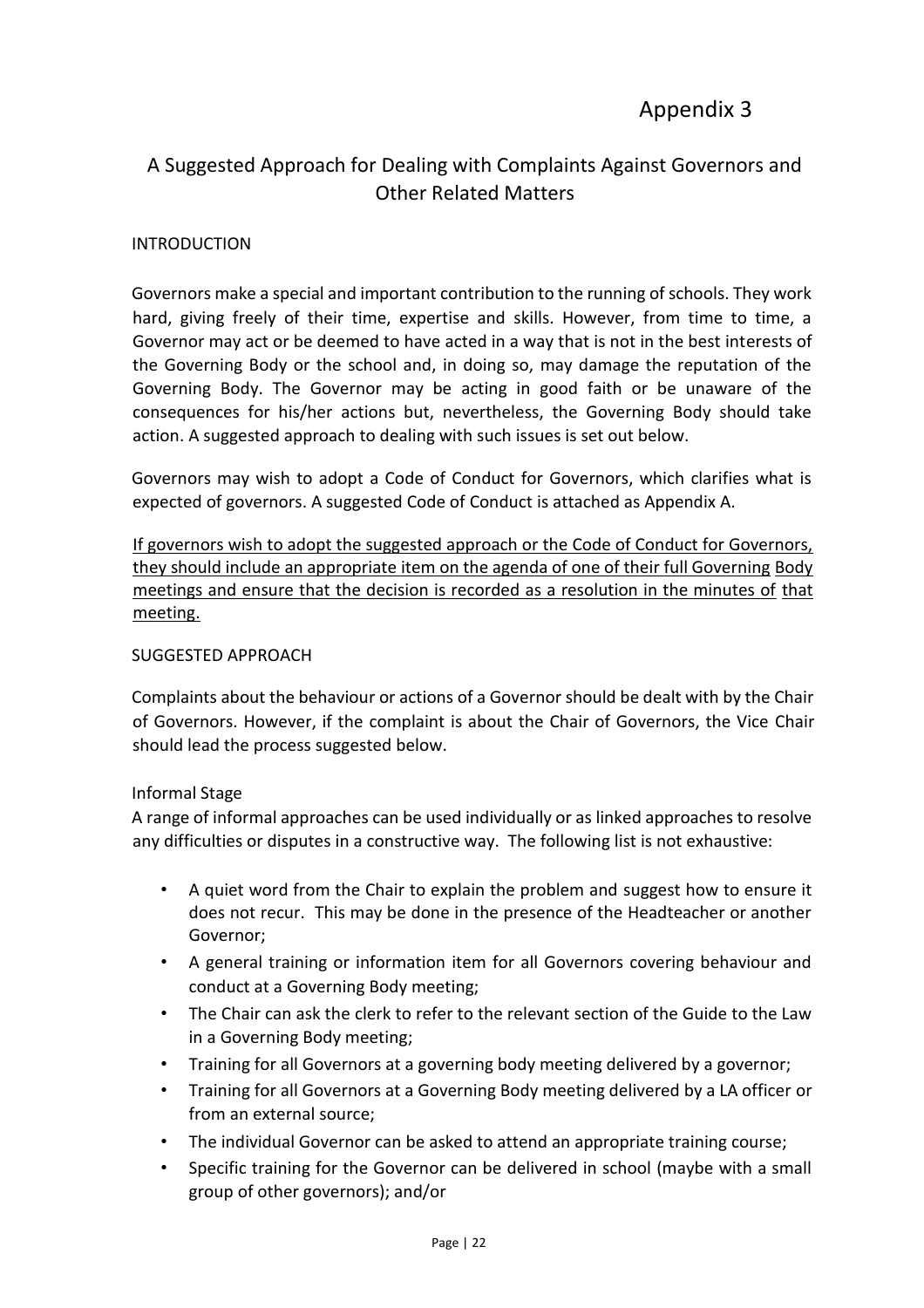# Appendix 3

## A Suggested Approach for Dealing with Complaints Against Governors and Other Related Matters

### INTRODUCTION

Governors make a special and important contribution to the running of schools. They work hard, giving freely of their time, expertise and skills. However, from time to time, a Governor may act or be deemed to have acted in a way that is not in the best interests of the Governing Body or the school and, in doing so, may damage the reputation of the Governing Body. The Governor may be acting in good faith or be unaware of the consequences for his/her actions but, nevertheless, the Governing Body should take action. A suggested approach to dealing with such issues is set out below.

Governors may wish to adopt a Code of Conduct for Governors, which clarifies what is expected of governors. A suggested Code of Conduct is attached as Appendix A.

<u>If governors wish to adopt the suggested approach or the Code of Conduct for Governors, they should include an appropriate item on the agenda of one of their full Governing Body meetings and ensure that the decision is recorded as a resolution in the minutes of that meeting.</u>

### SUGGESTED APPROACH

Complaints about the behaviour or actions of a Governor should be dealt with by the Chair of Governors. However, if the complaint is about the Chair of Governors, the Vice Chair should lead the process suggested below.

#### Informal Stage

A range of informal approaches can be used individually or as linked approaches to resolve any difficulties or disputes in a constructive way. The following list is not exhaustive:

- A quiet word from the Chair to explain the problem and suggest how to ensure it does not recur. This may be done in the presence of the Headteacher or another Governor;
- A general training or information item for all Governors covering behaviour and conduct at a Governing Body meeting;
- The Chair can ask the clerk to refer to the relevant section of the Guide to the Law in a Governing Body meeting;
- Training for all Governors at a governing body meeting delivered by a governor;
- Training for all Governors at a Governing Body meeting delivered by a LA officer or from an external source;
- The individual Governor can be asked to attend an appropriate training course;
- Specific training for the Governor can be delivered in school (maybe with a small group of other governors); and/or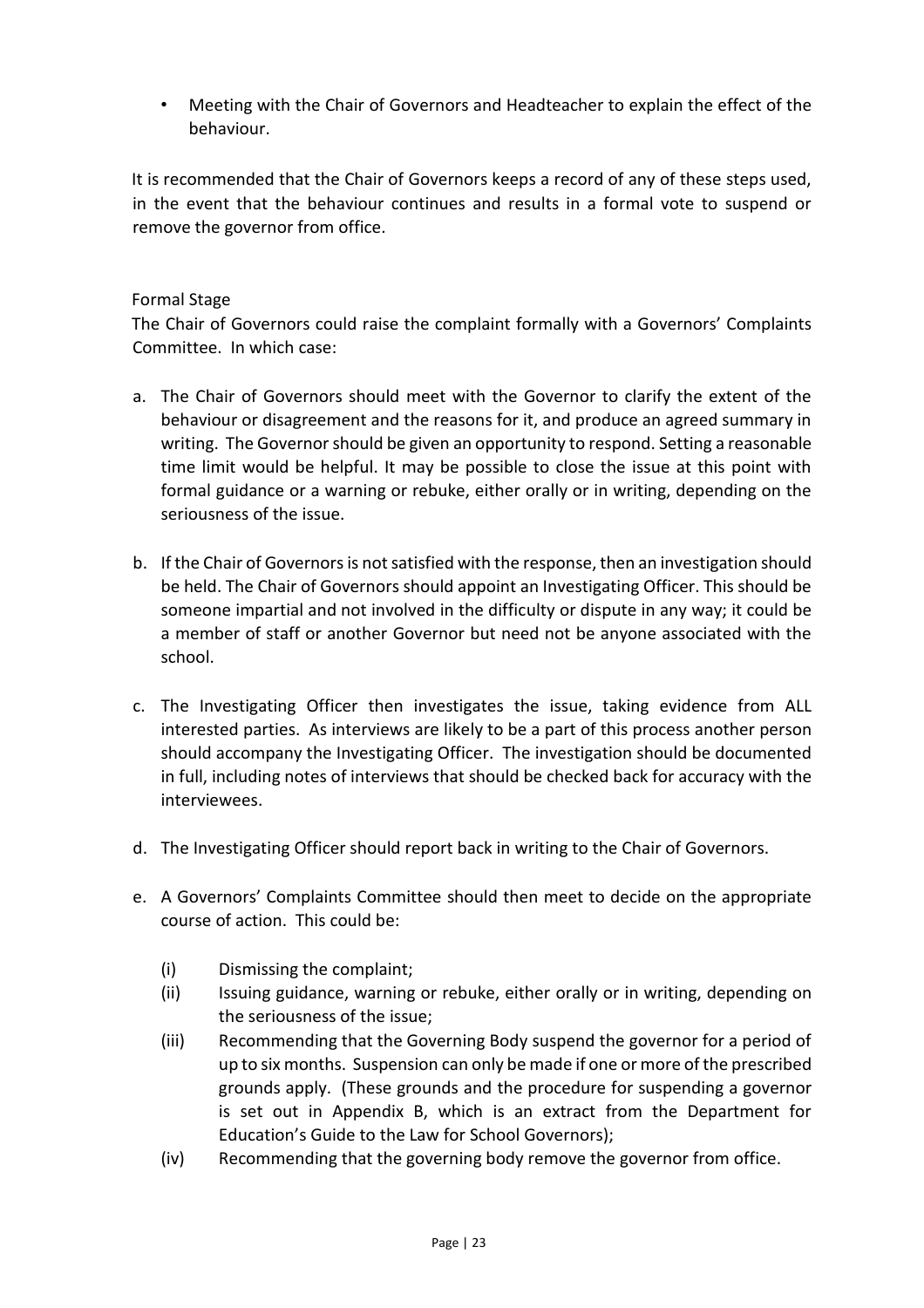- Meeting with the Chair of Governors and Headteacher to explain the effect of the behaviour.

It is recommended that the Chair of Governors keeps a record of any of these steps used, in the event that the behaviour continues and results in a formal vote to suspend or remove the governor from office.

Formal Stage

The Chair of Governors could raise the complaint formally with a Governors' Complaints Committee. In which case:

a. The Chair of Governors should meet with the Governor to clarify the extent of the behaviour or disagreement and the reasons for it, and produce an agreed summary in writing. The Governor should be given an opportunity to respond. Setting a reasonable time limit would be helpful. It may be possible to close the issue at this point with formal guidance or a warning or rebuke, either orally or in writing, depending on the seriousness of the issue.

b. If the Chair of Governors is not satisfied with the response, then an investigation should be held. The Chair of Governors should appoint an Investigating Officer. This should be someone impartial and not involved in the difficulty or dispute in any way; it could be a member of staff or another Governor but need not be anyone associated with the school.

c. The Investigating Officer then investigates the issue, taking evidence from ALL interested parties. As interviews are likely to be a part of this process another person should accompany the Investigating Officer. The investigation should be documented in full, including notes of interviews that should be checked back for accuracy with the interviewees.

d. The Investigating Officer should report back in writing to the Chair of Governors.

e. A Governors' Complaints Committee should then meet to decide on the appropriate course of action. This could be:

   (i) Dismissing the complaint;
   (ii) Issuing guidance, warning or rebuke, either orally or in writing, depending on the seriousness of the issue;
   (iii) Recommending that the Governing Body suspend the governor for a period of up to six months. Suspension can only be made if one or more of the prescribed grounds apply. (These grounds and the procedure for suspending a governor is set out in Appendix B, which is an extract from the Department for Education's Guide to the Law for School Governors);
   (iv) Recommending that the governing body remove the governor from office.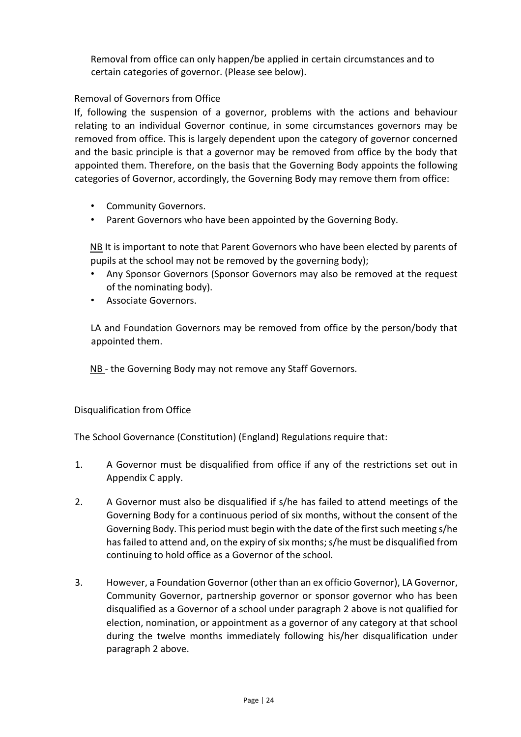Removal from office can only happen/be applied in certain circumstances and to certain categories of governor. (Please see below).

## Removal of Governors from Office

If, following the suspension of a governor, problems with the actions and behaviour relating to an individual Governor continue, in some circumstances governors may be removed from office. This is largely dependent upon the category of governor concerned and the basic principle is that a governor may be removed from office by the body that appointed them. Therefore, on the basis that the Governing Body appoints the following categories of Governor, accordingly, the Governing Body may remove them from office:

- Community Governors.
- Parent Governors who have been appointed by the Governing Body.

<u>NB</u> It is important to note that Parent Governors who have been elected by parents of pupils at the school may not be removed by the governing body);

- Any Sponsor Governors (Sponsor Governors may also be removed at the request of the nominating body).
- Associate Governors.

LA and Foundation Governors may be removed from office by the person/body that appointed them.

<u>NB</u> - the Governing Body may not remove any Staff Governors.

## Disqualification from Office

The School Governance (Constitution) (England) Regulations require that:

1. A Governor must be disqualified from office if any of the restrictions set out in Appendix C apply.

2. A Governor must also be disqualified if s/he has failed to attend meetings of the Governing Body for a continuous period of six months, without the consent of the Governing Body. This period must begin with the date of the first such meeting s/he has failed to attend and, on the expiry of six months; s/he must be disqualified from continuing to hold office as a Governor of the school.

3. However, a Foundation Governor (other than an ex officio Governor), LA Governor, Community Governor, partnership governor or sponsor governor who has been disqualified as a Governor of a school under paragraph 2 above is not qualified for election, nomination, or appointment as a governor of any category at that school during the twelve months immediately following his/her disqualification under paragraph 2 above.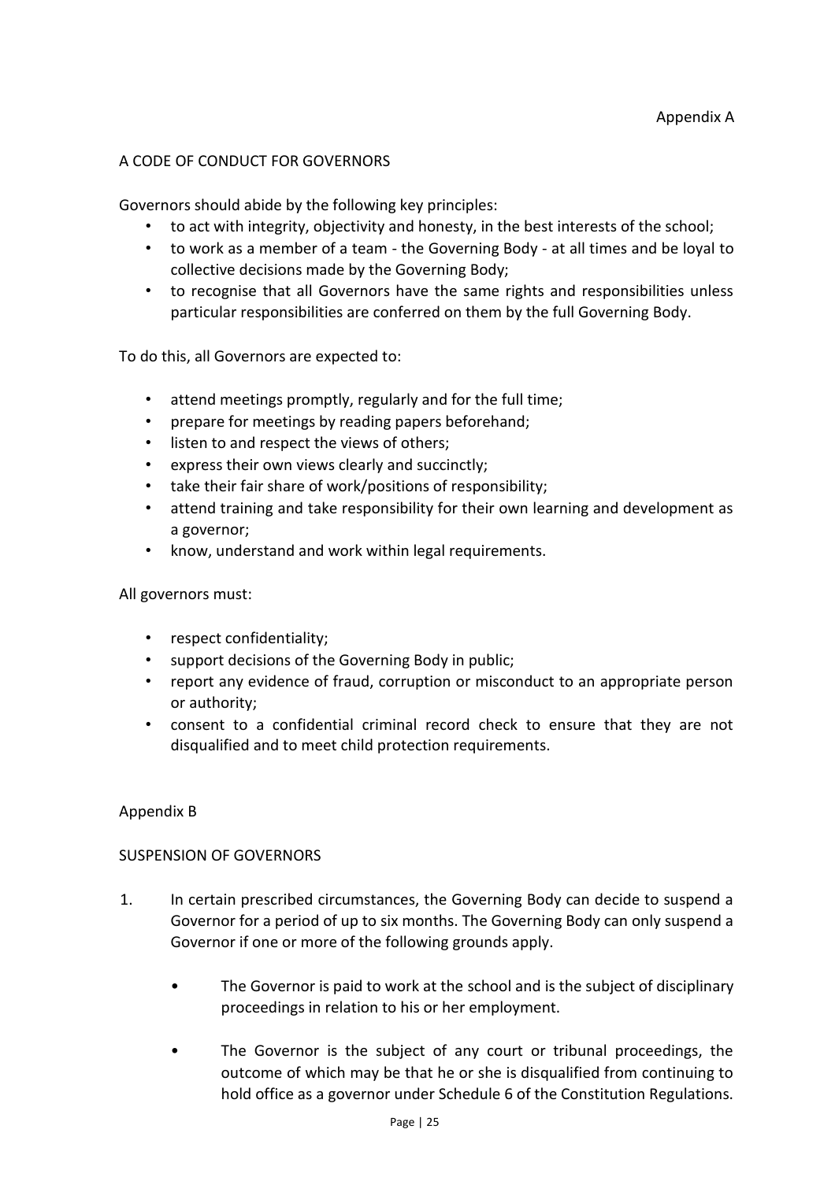Appendix A

## A CODE OF CONDUCT FOR GOVERNORS

Governors should abide by the following key principles:

- to act with integrity, objectivity and honesty, in the best interests of the school;
- to work as a member of a team - the Governing Body - at all times and be loyal to collective decisions made by the Governing Body;
- to recognise that all Governors have the same rights and responsibilities unless particular responsibilities are conferred on them by the full Governing Body.

To do this, all Governors are expected to:

- attend meetings promptly, regularly and for the full time;
- prepare for meetings by reading papers beforehand;
- listen to and respect the views of others;
- express their own views clearly and succinctly;
- take their fair share of work/positions of responsibility;
- attend training and take responsibility for their own learning and development as a governor;
- know, understand and work within legal requirements.

All governors must:

- respect confidentiality;
- support decisions of the Governing Body in public;
- report any evidence of fraud, corruption or misconduct to an appropriate person or authority;
- consent to a confidential criminal record check to ensure that they are not disqualified and to meet child protection requirements.

Appendix B

## SUSPENSION OF GOVERNORS

1. In certain prescribed circumstances, the Governing Body can decide to suspend a Governor for a period of up to six months. The Governing Body can only suspend a Governor if one or more of the following grounds apply.

   - The Governor is paid to work at the school and is the subject of disciplinary proceedings in relation to his or her employment.

   - The Governor is the subject of any court or tribunal proceedings, the outcome of which may be that he or she is disqualified from continuing to hold office as a governor under Schedule 6 of the Constitution Regulations.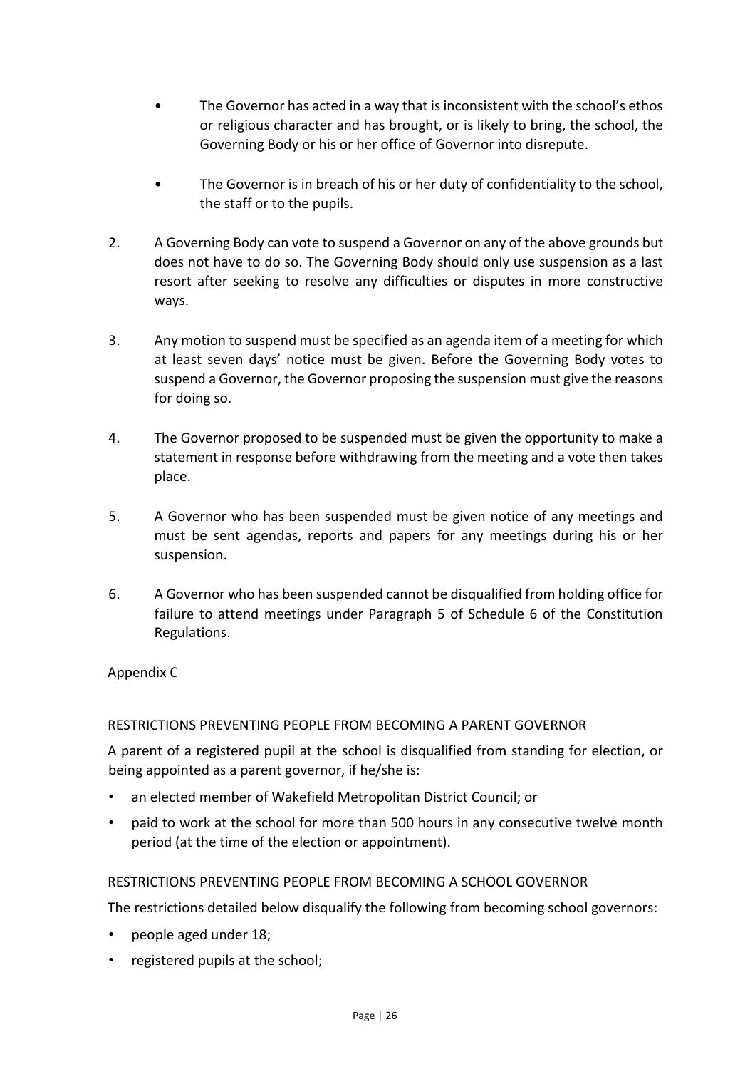- The Governor has acted in a way that is inconsistent with the school's ethos or religious character and has brought, or is likely to bring, the school, the Governing Body or his or her office of Governor into disrepute.

- The Governor is in breach of his or her duty of confidentiality to the school, the staff or to the pupils.

2. A Governing Body can vote to suspend a Governor on any of the above grounds but does not have to do so. The Governing Body should only use suspension as a last resort after seeking to resolve any difficulties or disputes in more constructive ways.

3. Any motion to suspend must be specified as an agenda item of a meeting for which at least seven days' notice must be given. Before the Governing Body votes to suspend a Governor, the Governor proposing the suspension must give the reasons for doing so.

4. The Governor proposed to be suspended must be given the opportunity to make a statement in response before withdrawing from the meeting and a vote then takes place.

5. A Governor who has been suspended must be given notice of any meetings and must be sent agendas, reports and papers for any meetings during his or her suspension.

6. A Governor who has been suspended cannot be disqualified from holding office for failure to attend meetings under Paragraph 5 of Schedule 6 of the Constitution Regulations.

Appendix C

RESTRICTIONS PREVENTING PEOPLE FROM BECOMING A PARENT GOVERNOR

A parent of a registered pupil at the school is disqualified from standing for election, or being appointed as a parent governor, if he/she is:

- an elected member of Wakefield Metropolitan District Council; or
- paid to work at the school for more than 500 hours in any consecutive twelve month period (at the time of the election or appointment).

RESTRICTIONS PREVENTING PEOPLE FROM BECOMING A SCHOOL GOVERNOR

The restrictions detailed below disqualify the following from becoming school governors:

- people aged under 18;
- registered pupils at the school;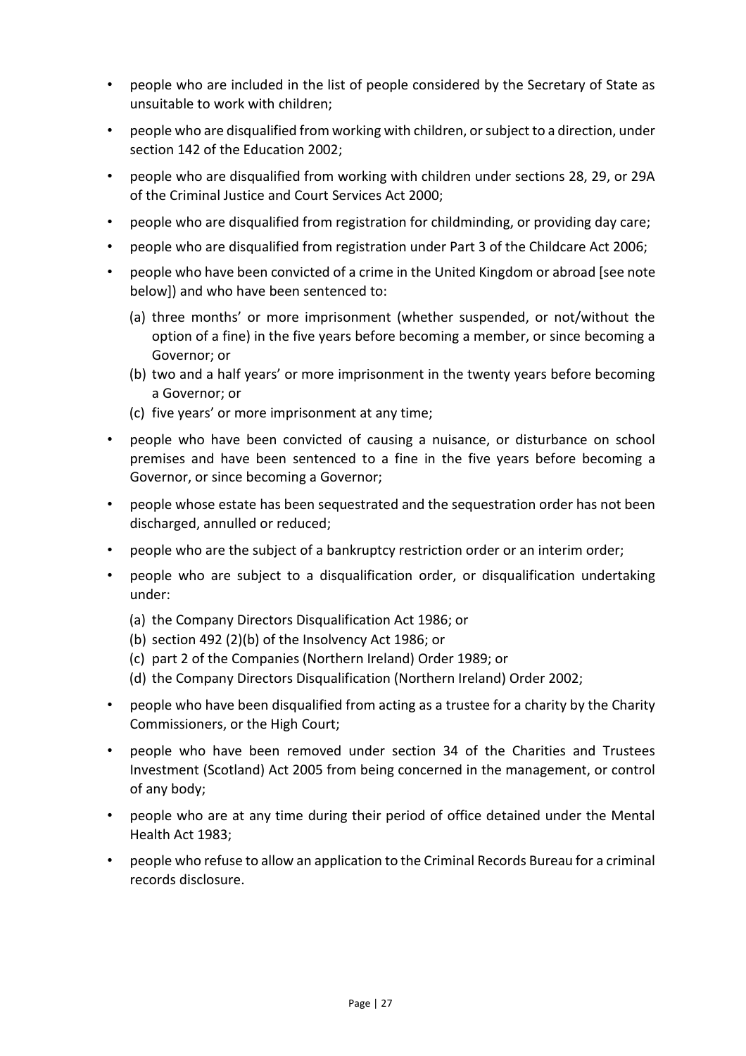- people who are included in the list of people considered by the Secretary of State as unsuitable to work with children;
- people who are disqualified from working with children, or subject to a direction, under section 142 of the Education 2002;
- people who are disqualified from working with children under sections 28, 29, or 29A of the Criminal Justice and Court Services Act 2000;
- people who are disqualified from registration for childminding, or providing day care;
- people who are disqualified from registration under Part 3 of the Childcare Act 2006;
- people who have been convicted of a crime in the United Kingdom or abroad [see note below]) and who have been sentenced to:
  - (a) three months' or more imprisonment (whether suspended, or not/without the option of a fine) in the five years before becoming a member, or since becoming a Governor; or
  - (b) two and a half years' or more imprisonment in the twenty years before becoming a Governor; or
  - (c) five years' or more imprisonment at any time;
- people who have been convicted of causing a nuisance, or disturbance on school premises and have been sentenced to a fine in the five years before becoming a Governor, or since becoming a Governor;
- people whose estate has been sequestrated and the sequestration order has not been discharged, annulled or reduced;
- people who are the subject of a bankruptcy restriction order or an interim order;
- people who are subject to a disqualification order, or disqualification undertaking under:
  - (a) the Company Directors Disqualification Act 1986; or
  - (b) section 492 (2)(b) of the Insolvency Act 1986; or
  - (c) part 2 of the Companies (Northern Ireland) Order 1989; or
  - (d) the Company Directors Disqualification (Northern Ireland) Order 2002;
- people who have been disqualified from acting as a trustee for a charity by the Charity Commissioners, or the High Court;
- people who have been removed under section 34 of the Charities and Trustees Investment (Scotland) Act 2005 from being concerned in the management, or control of any body;
- people who are at any time during their period of office detained under the Mental Health Act 1983;
- people who refuse to allow an application to the Criminal Records Bureau for a criminal records disclosure.